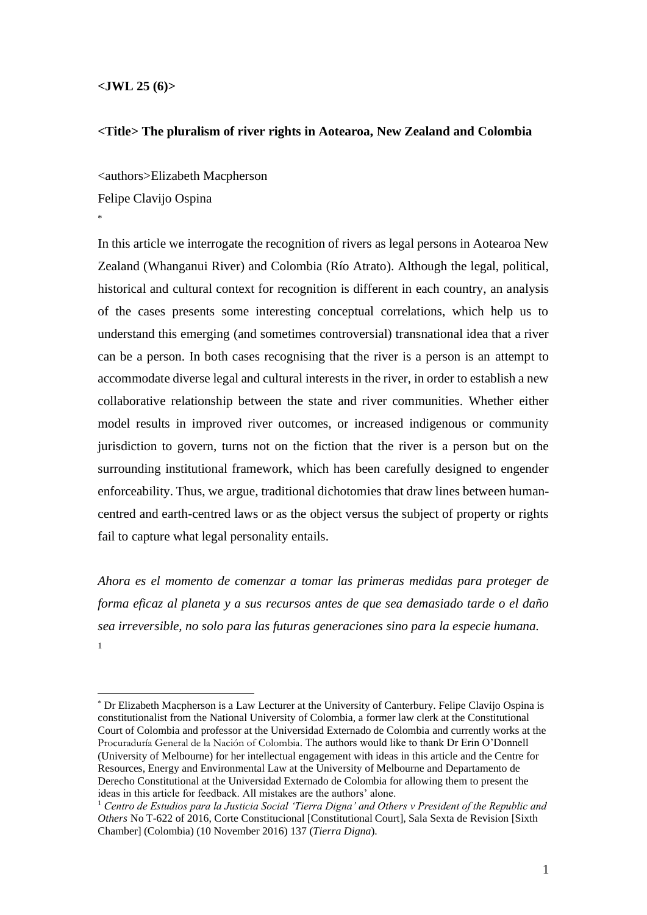**<JWL 25 (6)>**

# <Title> The pluralism of river rights in Aotearoa, New Zealand and Colombia

<authors>Elizabeth Macpherson

Felipe Clavijo Ospina

[*]

In this article we interrogate the recognition of rivers as legal persons in Aotearoa New Zealand (Whanganui River) and Colombia (Río Atrato). Although the legal, political, historical and cultural context for recognition is different in each country, an analysis of the cases presents some interesting conceptual correlations, which help us to understand this emerging (and sometimes controversial) transnational idea that a river can be a person. In both cases recognising that the river is a person is an attempt to accommodate diverse legal and cultural interests in the river, in order to establish a new collaborative relationship between the state and river communities. Whether either model results in improved river outcomes, or increased indigenous or community jurisdiction to govern, turns not on the fiction that the river is a person but on the surrounding institutional framework, which has been carefully designed to engender enforceability. Thus, we argue, traditional dichotomies that draw lines between human-centred and earth-centred laws or as the object versus the subject of property or rights fail to capture what legal personality entails.

*Ahora es el momento de comenzar a tomar las primeras medidas para proteger de forma eficaz al planeta y a sus recursos antes de que sea demasiado tarde o el daño sea irreversible, no solo para las futuras generaciones sino para la especie humana.* [1]

---

[*] Dr Elizabeth Macpherson is a Law Lecturer at the University of Canterbury. Felipe Clavijo Ospina is constitutionalist from the National University of Colombia, a former law clerk at the Constitutional Court of Colombia and professor at the Universidad Externado de Colombia and currently works at the Procuraduría General de la Nación of Colombia. The authors would like to thank Dr Erin O'Donnell (University of Melbourne) for her intellectual engagement with ideas in this article and the Centre for Resources, Energy and Environmental Law at the University of Melbourne and Departamento de Derecho Constitutional at the Universidad Externado de Colombia for allowing them to present the ideas in this article for feedback. All mistakes are the authors' alone.

[1] *Centro de Estudios para la Justicia Social 'Tierra Digna' and Others v President of the Republic and Others* No T-622 of 2016, Corte Constitucional [Constitutional Court], Sala Sexta de Revision [Sixth Chamber] (Colombia) (10 November 2016) 137 (*Tierra Digna*).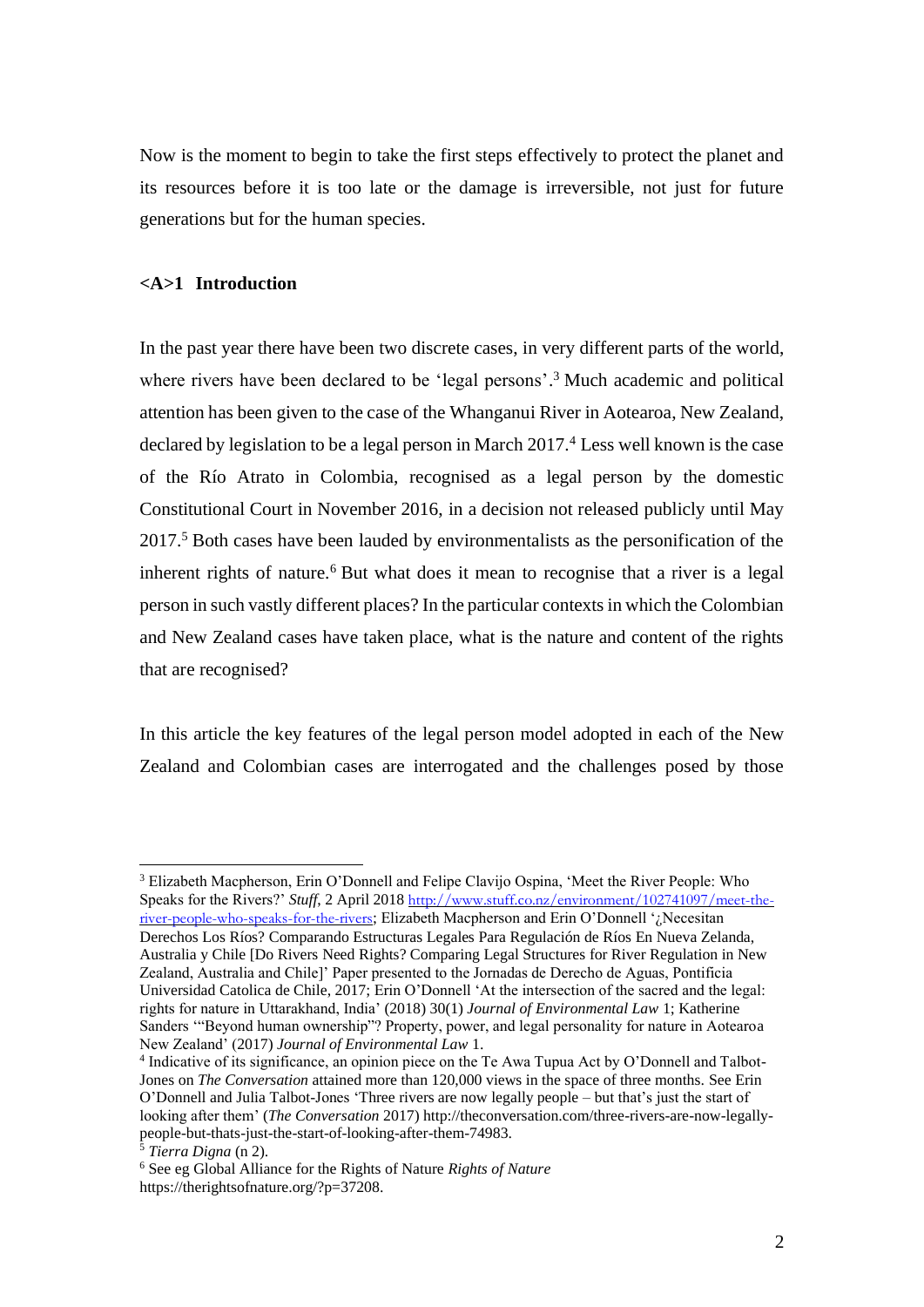Now is the moment to begin to take the first steps effectively to protect the planet and its resources before it is too late or the damage is irreversible, not just for future generations but for the human species.

## <A>1 Introduction

In the past year there have been two discrete cases, in very different parts of the world, where rivers have been declared to be 'legal persons'.[3] Much academic and political attention has been given to the case of the Whanganui River in Aotearoa, New Zealand, declared by legislation to be a legal person in March 2017.[4] Less well known is the case of the Río Atrato in Colombia, recognised as a legal person by the domestic Constitutional Court in November 2016, in a decision not released publicly until May 2017.[5] Both cases have been lauded by environmentalists as the personification of the inherent rights of nature.[6] But what does it mean to recognise that a river is a legal person in such vastly different places? In the particular contexts in which the Colombian and New Zealand cases have taken place, what is the nature and content of the rights that are recognised?

In this article the key features of the legal person model adopted in each of the New Zealand and Colombian cases are interrogated and the challenges posed by those

---

[3] Elizabeth Macpherson, Erin O'Donnell and Felipe Clavijo Ospina, 'Meet the River People: Who Speaks for the Rivers?' *Stuff,* 2 April 2018 http://www.stuff.co.nz/environment/102741097/meet-the-river-people-who-speaks-for-the-rivers; Elizabeth Macpherson and Erin O'Donnell '¿Necesitan Derechos Los Ríos? Comparando Estructuras Legales Para Regulación de Ríos En Nueva Zelanda, Australia y Chile [Do Rivers Need Rights? Comparing Legal Structures for River Regulation in New Zealand, Australia and Chile]' Paper presented to the Jornadas de Derecho de Aguas, Pontificia Universidad Catolica de Chile, 2017; Erin O'Donnell 'At the intersection of the sacred and the legal: rights for nature in Uttarakhand, India' (2018) 30(1) *Journal of Environmental Law* 1; Katherine Sanders '"Beyond human ownership"? Property, power, and legal personality for nature in Aotearoa New Zealand' (2017) *Journal of Environmental Law* 1.

[4] Indicative of its significance, an opinion piece on the Te Awa Tupua Act by O'Donnell and Talbot-Jones on *The Conversation* attained more than 120,000 views in the space of three months. See Erin O'Donnell and Julia Talbot-Jones 'Three rivers are now legally people – but that's just the start of looking after them' (*The Conversation* 2017) http://theconversation.com/three-rivers-are-now-legally-people-but-thats-just-the-start-of-looking-after-them-74983.

[5] *Tierra Digna* (n 2).

[6] See eg Global Alliance for the Rights of Nature *Rights of Nature* https://therightsofnature.org/?p=37208.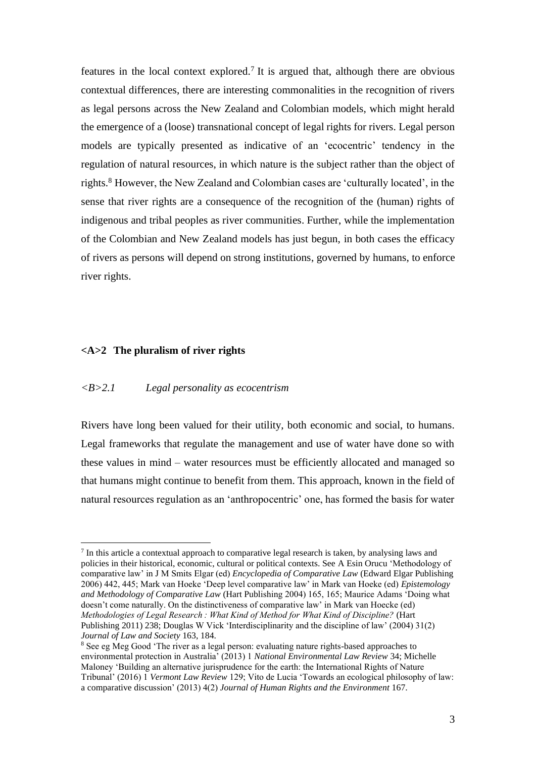features in the local context explored.[7] It is argued that, although there are obvious contextual differences, there are interesting commonalities in the recognition of rivers as legal persons across the New Zealand and Colombian models, which might herald the emergence of a (loose) transnational concept of legal rights for rivers. Legal person models are typically presented as indicative of an 'ecocentric' tendency in the regulation of natural resources, in which nature is the subject rather than the object of rights.[8] However, the New Zealand and Colombian cases are 'culturally located', in the sense that river rights are a consequence of the recognition of the (human) rights of indigenous and tribal peoples as river communities. Further, while the implementation of the Colombian and New Zealand models has just begun, in both cases the efficacy of rivers as persons will depend on strong institutions, governed by humans, to enforce river rights.

## <A>2 The pluralism of river rights

### *<B>2.1 Legal personality as ecocentrism*

Rivers have long been valued for their utility, both economic and social, to humans. Legal frameworks that regulate the management and use of water have done so with these values in mind – water resources must be efficiently allocated and managed so that humans might continue to benefit from them. This approach, known in the field of natural resources regulation as an 'anthropocentric' one, has formed the basis for water

---

[7] In this article a contextual approach to comparative legal research is taken, by analysing laws and policies in their historical, economic, cultural or political contexts. See A Esin Orucu 'Methodology of comparative law' in J M Smits Elgar (ed) *Encyclopedia of Comparative Law* (Edward Elgar Publishing 2006) 442, 445; Mark van Hoeke 'Deep level comparative law' in Mark van Hoeke (ed) *Epistemology and Methodology of Comparative Law* (Hart Publishing 2004) 165, 165; Maurice Adams 'Doing what doesn't come naturally. On the distinctiveness of comparative law' in Mark van Hoecke (ed) *Methodologies of Legal Research : What Kind of Method for What Kind of Discipline?* (Hart Publishing 2011) 238; Douglas W Vick 'Interdisciplinarity and the discipline of law' (2004) 31(2) *Journal of Law and Society* 163, 184.

[8] See eg Meg Good 'The river as a legal person: evaluating nature rights-based approaches to environmental protection in Australia' (2013) 1 *National Environmental Law Review* 34; Michelle Maloney 'Building an alternative jurisprudence for the earth: the International Rights of Nature Tribunal' (2016) 1 *Vermont Law Review* 129; Vito de Lucia 'Towards an ecological philosophy of law: a comparative discussion' (2013) 4(2) *Journal of Human Rights and the Environment* 167.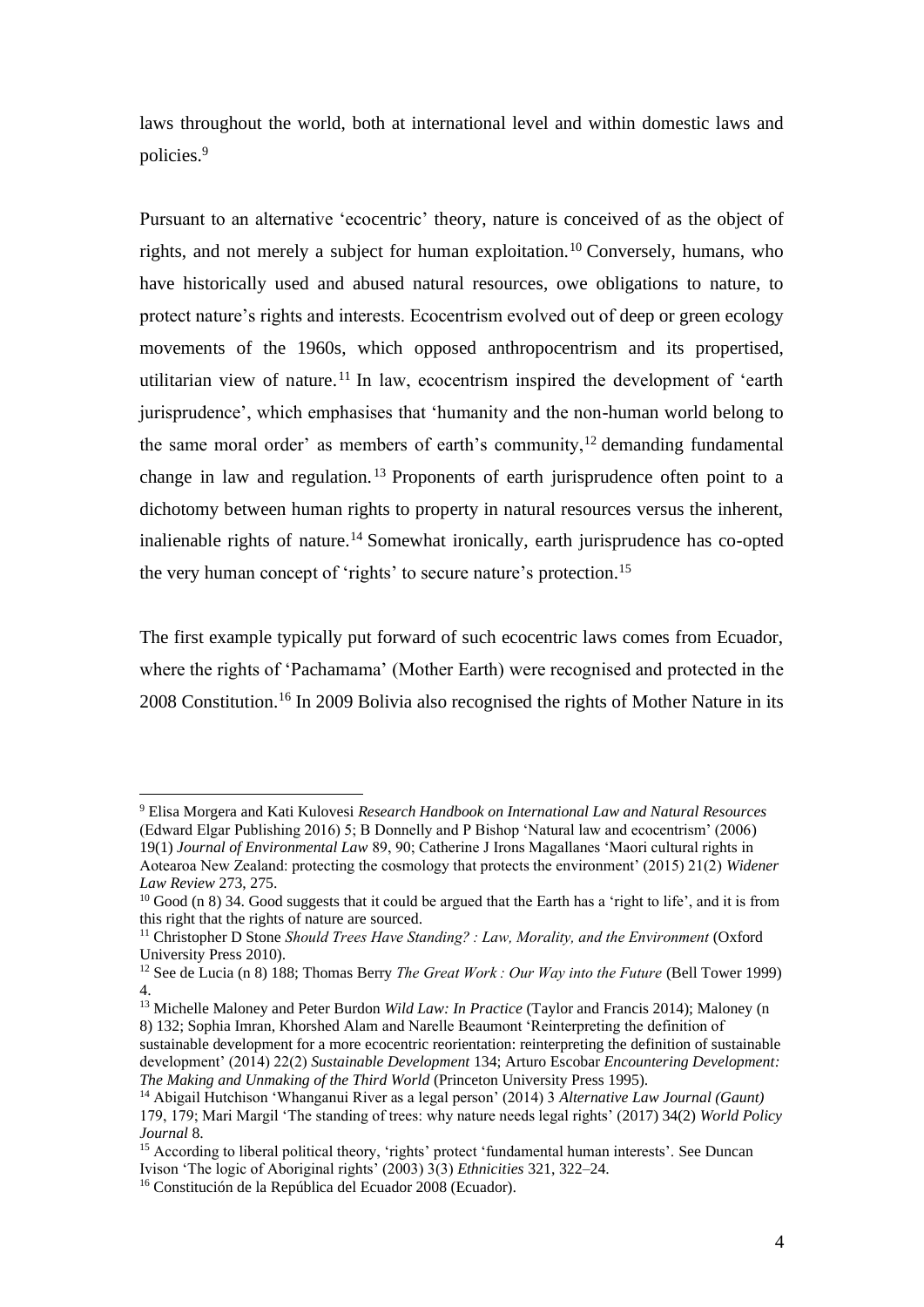laws throughout the world, both at international level and within domestic laws and policies.[9]

Pursuant to an alternative 'ecocentric' theory, nature is conceived of as the object of rights, and not merely a subject for human exploitation.[10] Conversely, humans, who have historically used and abused natural resources, owe obligations to nature, to protect nature's rights and interests. Ecocentrism evolved out of deep or green ecology movements of the 1960s, which opposed anthropocentrism and its propertised, utilitarian view of nature.[11] In law, ecocentrism inspired the development of 'earth jurisprudence', which emphasises that 'humanity and the non-human world belong to the same moral order' as members of earth's community,[12] demanding fundamental change in law and regulation.[13] Proponents of earth jurisprudence often point to a dichotomy between human rights to property in natural resources versus the inherent, inalienable rights of nature.[14] Somewhat ironically, earth jurisprudence has co-opted the very human concept of 'rights' to secure nature's protection.[15]

The first example typically put forward of such ecocentric laws comes from Ecuador, where the rights of 'Pachamama' (Mother Earth) were recognised and protected in the 2008 Constitution.[16] In 2009 Bolivia also recognised the rights of Mother Nature in its

---

[9] Elisa Morgera and Kati Kulovesi *Research Handbook on International Law and Natural Resources* (Edward Elgar Publishing 2016) 5; B Donnelly and P Bishop 'Natural law and ecocentrism' (2006) 19(1) *Journal of Environmental Law* 89, 90; Catherine J Irons Magallanes 'Maori cultural rights in Aotearoa New Zealand: protecting the cosmology that protects the environment' (2015) 21(2) *Widener Law Review* 273, 275.

[10] Good (n 8) 34. Good suggests that it could be argued that the Earth has a 'right to life', and it is from this right that the rights of nature are sourced.

[11] Christopher D Stone *Should Trees Have Standing? : Law, Morality, and the Environment* (Oxford University Press 2010).

[12] See de Lucia (n 8) 188; Thomas Berry *The Great Work : Our Way into the Future* (Bell Tower 1999) 4.

[13] Michelle Maloney and Peter Burdon *Wild Law: In Practice* (Taylor and Francis 2014); Maloney (n 8) 132; Sophia Imran, Khorshed Alam and Narelle Beaumont 'Reinterpreting the definition of sustainable development for a more ecocentric reorientation: reinterpreting the definition of sustainable development' (2014) 22(2) *Sustainable Development* 134; Arturo Escobar *Encountering Development: The Making and Unmaking of the Third World* (Princeton University Press 1995).

[14] Abigail Hutchison 'Whanganui River as a legal person' (2014) 3 *Alternative Law Journal (Gaunt)* 179, 179; Mari Margil 'The standing of trees: why nature needs legal rights' (2017) 34(2) *World Policy Journal* 8.

[15] According to liberal political theory, 'rights' protect 'fundamental human interests'. See Duncan Ivison 'The logic of Aboriginal rights' (2003) 3(3) *Ethnicities* 321, 322–24.

[16] Constitución de la República del Ecuador 2008 (Ecuador).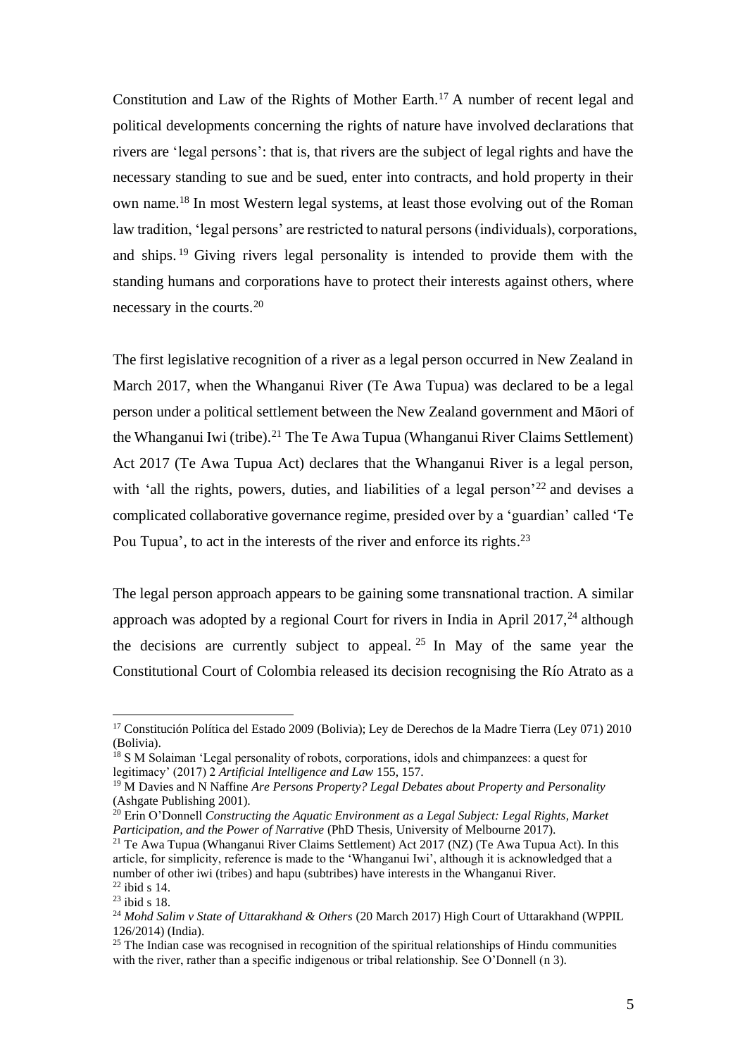Constitution and Law of the Rights of Mother Earth.[17] A number of recent legal and political developments concerning the rights of nature have involved declarations that rivers are 'legal persons': that is, that rivers are the subject of legal rights and have the necessary standing to sue and be sued, enter into contracts, and hold property in their own name.[18] In most Western legal systems, at least those evolving out of the Roman law tradition, 'legal persons' are restricted to natural persons (individuals), corporations, and ships.[19] Giving rivers legal personality is intended to provide them with the standing humans and corporations have to protect their interests against others, where necessary in the courts.[20]

The first legislative recognition of a river as a legal person occurred in New Zealand in March 2017, when the Whanganui River (Te Awa Tupua) was declared to be a legal person under a political settlement between the New Zealand government and Māori of the Whanganui Iwi (tribe).[21] The Te Awa Tupua (Whanganui River Claims Settlement) Act 2017 (Te Awa Tupua Act) declares that the Whanganui River is a legal person, with 'all the rights, powers, duties, and liabilities of a legal person'[22] and devises a complicated collaborative governance regime, presided over by a 'guardian' called 'Te Pou Tupua', to act in the interests of the river and enforce its rights.[23]

The legal person approach appears to be gaining some transnational traction. A similar approach was adopted by a regional Court for rivers in India in April 2017,[24] although the decisions are currently subject to appeal.[25] In May of the same year the Constitutional Court of Colombia released its decision recognising the Río Atrato as a

---

[17] Constitución Política del Estado 2009 (Bolivia); Ley de Derechos de la Madre Tierra (Ley 071) 2010 (Bolivia).

[18] S M Solaiman 'Legal personality of robots, corporations, idols and chimpanzees: a quest for legitimacy' (2017) 2 *Artificial Intelligence and Law* 155, 157.

[19] M Davies and N Naffine *Are Persons Property? Legal Debates about Property and Personality* (Ashgate Publishing 2001).

[20] Erin O'Donnell *Constructing the Aquatic Environment as a Legal Subject: Legal Rights, Market Participation, and the Power of Narrative* (PhD Thesis, University of Melbourne 2017).

[21] Te Awa Tupua (Whanganui River Claims Settlement) Act 2017 (NZ) (Te Awa Tupua Act). In this article, for simplicity, reference is made to the 'Whanganui Iwi', although it is acknowledged that a number of other iwi (tribes) and hapu (subtribes) have interests in the Whanganui River.

[22] ibid s 14.

[23] ibid s 18.

[24] *Mohd Salim v State of Uttarakhand & Others* (20 March 2017) High Court of Uttarakhand (WPPIL 126/2014) (India).

[25] The Indian case was recognised in recognition of the spiritual relationships of Hindu communities with the river, rather than a specific indigenous or tribal relationship. See O'Donnell (n 3).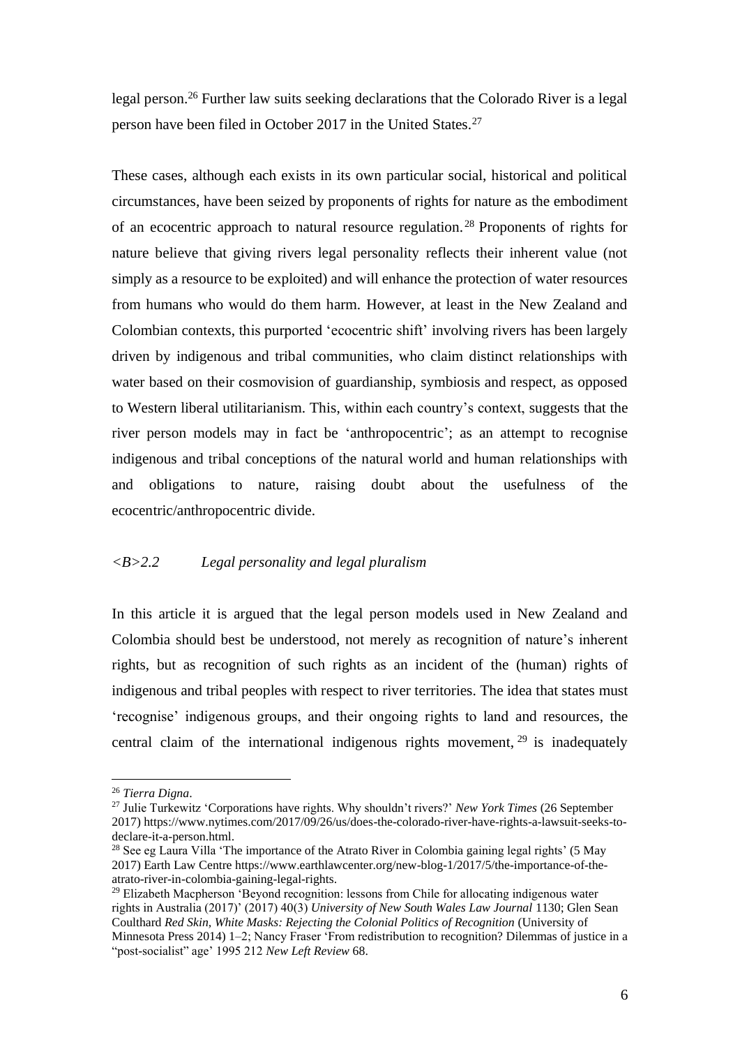legal person.[26] Further law suits seeking declarations that the Colorado River is a legal person have been filed in October 2017 in the United States.[27]

These cases, although each exists in its own particular social, historical and political circumstances, have been seized by proponents of rights for nature as the embodiment of an ecocentric approach to natural resource regulation.[28] Proponents of rights for nature believe that giving rivers legal personality reflects their inherent value (not simply as a resource to be exploited) and will enhance the protection of water resources from humans who would do them harm. However, at least in the New Zealand and Colombian contexts, this purported 'ecocentric shift' involving rivers has been largely driven by indigenous and tribal communities, who claim distinct relationships with water based on their cosmovision of guardianship, symbiosis and respect, as opposed to Western liberal utilitarianism. This, within each country's context, suggests that the river person models may in fact be 'anthropocentric'; as an attempt to recognise indigenous and tribal conceptions of the natural world and human relationships with and obligations to nature, raising doubt about the usefulness of the ecocentric/anthropocentric divide.

### *<B>2.2 Legal personality and legal pluralism*

In this article it is argued that the legal person models used in New Zealand and Colombia should best be understood, not merely as recognition of nature's inherent rights, but as recognition of such rights as an incident of the (human) rights of indigenous and tribal peoples with respect to river territories. The idea that states must 'recognise' indigenous groups, and their ongoing rights to land and resources, the central claim of the international indigenous rights movement,[29] is inadequately

---

[26] *Tierra Digna*.

[27] Julie Turkewitz 'Corporations have rights. Why shouldn't rivers?' *New York Times* (26 September 2017) https://www.nytimes.com/2017/09/26/us/does-the-colorado-river-have-rights-a-lawsuit-seeks-to-declare-it-a-person.html.

[28] See eg Laura Villa 'The importance of the Atrato River in Colombia gaining legal rights' (5 May 2017) Earth Law Centre https://www.earthlawcenter.org/new-blog-1/2017/5/the-importance-of-the-atrato-river-in-colombia-gaining-legal-rights.

[29] Elizabeth Macpherson 'Beyond recognition: lessons from Chile for allocating indigenous water rights in Australia (2017)' (2017) 40(3) *University of New South Wales Law Journal* 1130; Glen Sean Coulthard *Red Skin, White Masks: Rejecting the Colonial Politics of Recognition* (University of Minnesota Press 2014) 1–2; Nancy Fraser 'From redistribution to recognition? Dilemmas of justice in a "post-socialist" age' 1995 212 *New Left Review* 68.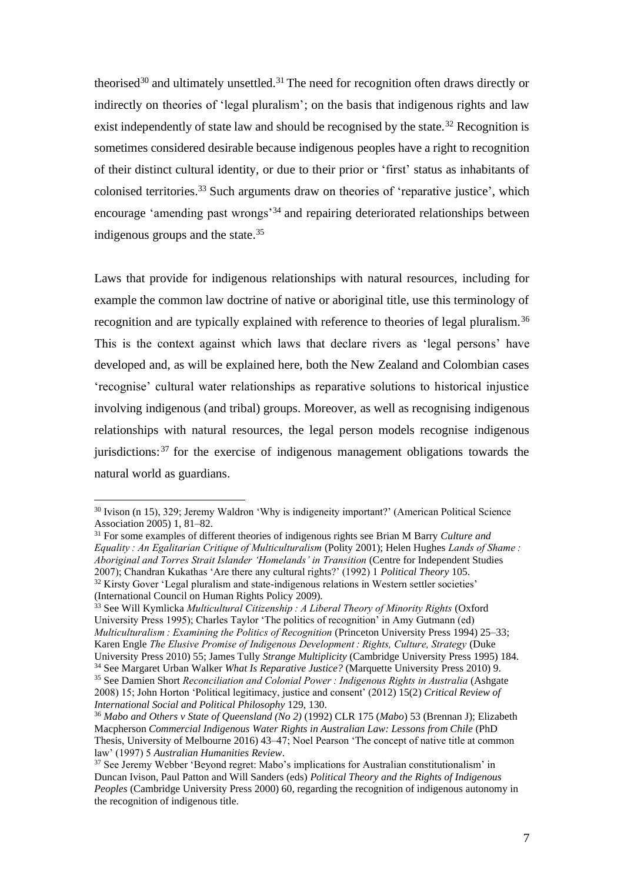theorised[30] and ultimately unsettled.[31] The need for recognition often draws directly or indirectly on theories of 'legal pluralism'; on the basis that indigenous rights and law exist independently of state law and should be recognised by the state.[32] Recognition is sometimes considered desirable because indigenous peoples have a right to recognition of their distinct cultural identity, or due to their prior or 'first' status as inhabitants of colonised territories.[33] Such arguments draw on theories of 'reparative justice', which encourage 'amending past wrongs'[34] and repairing deteriorated relationships between indigenous groups and the state.[35]

Laws that provide for indigenous relationships with natural resources, including for example the common law doctrine of native or aboriginal title, use this terminology of recognition and are typically explained with reference to theories of legal pluralism.[36] This is the context against which laws that declare rivers as 'legal persons' have developed and, as will be explained here, both the New Zealand and Colombian cases 'recognise' cultural water relationships as reparative solutions to historical injustice involving indigenous (and tribal) groups. Moreover, as well as recognising indigenous relationships with natural resources, the legal person models recognise indigenous jurisdictions:[37] for the exercise of indigenous management obligations towards the natural world as guardians.

---

[30] Ivison (n 15), 329; Jeremy Waldron 'Why is indigeneity important?' (American Political Science Association 2005) 1, 81–82.

[31] For some examples of different theories of indigenous rights see Brian M Barry *Culture and Equality : An Egalitarian Critique of Multiculturalism* (Polity 2001); Helen Hughes *Lands of Shame : Aboriginal and Torres Strait Islander 'Homelands' in Transition* (Centre for Independent Studies 2007); Chandran Kukathas 'Are there any cultural rights?' (1992) 1 *Political Theory* 105.

[32] Kirsty Gover 'Legal pluralism and state-indigenous relations in Western settler societies' (International Council on Human Rights Policy 2009).

[33] See Will Kymlicka *Multicultural Citizenship : A Liberal Theory of Minority Rights* (Oxford University Press 1995); Charles Taylor 'The politics of recognition' in Amy Gutmann (ed) *Multiculturalism : Examining the Politics of Recognition* (Princeton University Press 1994) 25–33; Karen Engle *The Elusive Promise of Indigenous Development : Rights, Culture, Strategy* (Duke University Press 2010) 55; James Tully *Strange Multiplicity* (Cambridge University Press 1995) 184.

[34] See Margaret Urban Walker *What Is Reparative Justice?* (Marquette University Press 2010) 9.

[35] See Damien Short *Reconciliation and Colonial Power : Indigenous Rights in Australia* (Ashgate 2008) 15; John Horton 'Political legitimacy, justice and consent' (2012) 15(2) *Critical Review of International Social and Political Philosophy* 129, 130.

[36] *Mabo and Others v State of Queensland (No 2)* (1992) CLR 175 (*Mabo*) 53 (Brennan J); Elizabeth Macpherson *Commercial Indigenous Water Rights in Australian Law: Lessons from Chile* (PhD Thesis, University of Melbourne 2016) 43–47; Noel Pearson 'The concept of native title at common law' (1997) 5 *Australian Humanities Review*.

[37] See Jeremy Webber 'Beyond regret: Mabo's implications for Australian constitutionalism' in Duncan Ivison, Paul Patton and Will Sanders (eds) *Political Theory and the Rights of Indigenous Peoples* (Cambridge University Press 2000) 60, regarding the recognition of indigenous autonomy in the recognition of indigenous title.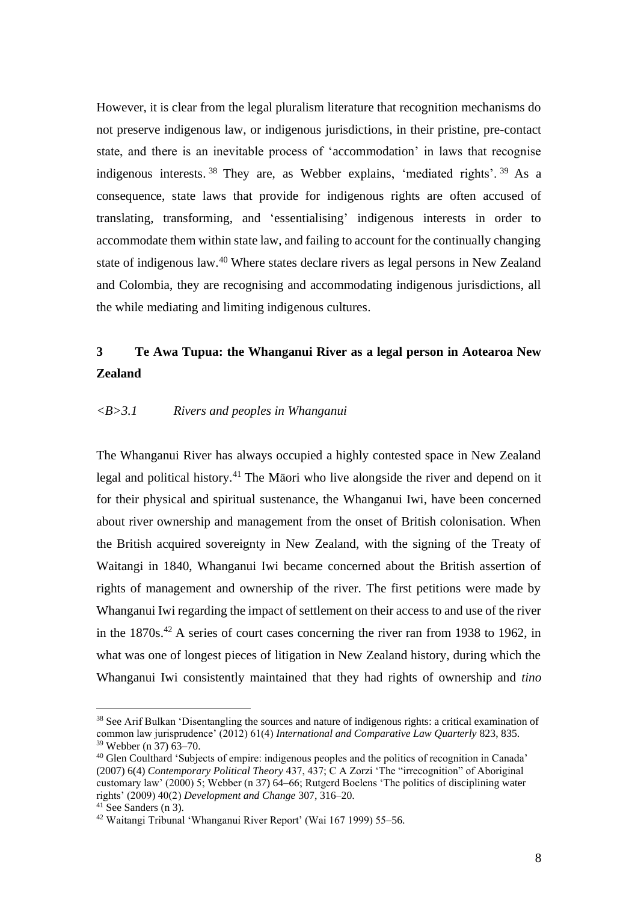However, it is clear from the legal pluralism literature that recognition mechanisms do not preserve indigenous law, or indigenous jurisdictions, in their pristine, pre-contact state, and there is an inevitable process of 'accommodation' in laws that recognise indigenous interests.[38] They are, as Webber explains, 'mediated rights'.[39] As a consequence, state laws that provide for indigenous rights are often accused of translating, transforming, and 'essentialising' indigenous interests in order to accommodate them within state law, and failing to account for the continually changing state of indigenous law.[40] Where states declare rivers as legal persons in New Zealand and Colombia, they are recognising and accommodating indigenous jurisdictions, all the while mediating and limiting indigenous cultures.

## 3 Te Awa Tupua: the Whanganui River as a legal person in Aotearoa New Zealand

### *<B>3.1 Rivers and peoples in Whanganui*

The Whanganui River has always occupied a highly contested space in New Zealand legal and political history.[41] The Māori who live alongside the river and depend on it for their physical and spiritual sustenance, the Whanganui Iwi, have been concerned about river ownership and management from the onset of British colonisation. When the British acquired sovereignty in New Zealand, with the signing of the Treaty of Waitangi in 1840, Whanganui Iwi became concerned about the British assertion of rights of management and ownership of the river. The first petitions were made by Whanganui Iwi regarding the impact of settlement on their access to and use of the river in the 1870s.[42] A series of court cases concerning the river ran from 1938 to 1962, in what was one of longest pieces of litigation in New Zealand history, during which the Whanganui Iwi consistently maintained that they had rights of ownership and *tino*

---

[38] See Arif Bulkan 'Disentangling the sources and nature of indigenous rights: a critical examination of common law jurisprudence' (2012) 61(4) *International and Comparative Law Quarterly* 823, 835.

[39] Webber (n 37) 63–70.

[40] Glen Coulthard 'Subjects of empire: indigenous peoples and the politics of recognition in Canada' (2007) 6(4) *Contemporary Political Theory* 437, 437; C A Zorzi 'The "irrecognition" of Aboriginal customary law' (2000) 5; Webber (n 37) 64–66; Rutgerd Boelens 'The politics of disciplining water rights' (2009) 40(2) *Development and Change* 307, 316–20.

[41] See Sanders (n 3).

[42] Waitangi Tribunal 'Whanganui River Report' (Wai 167 1999) 55–56.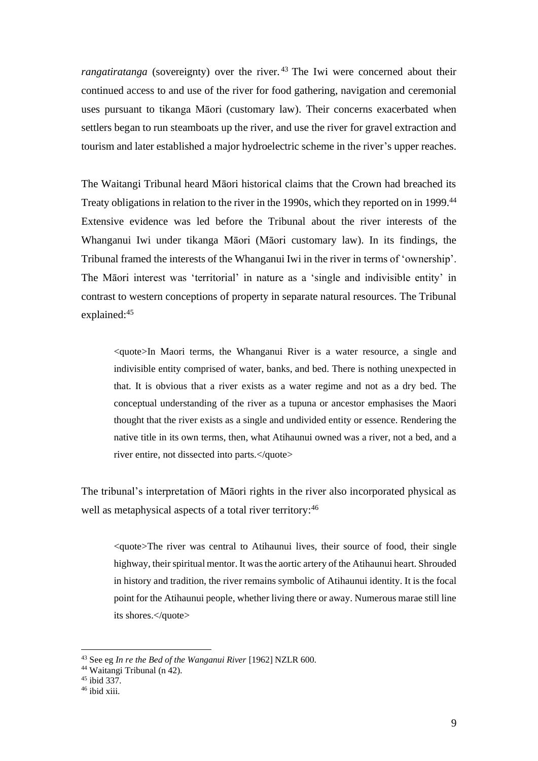*rangatiratanga* (sovereignty) over the river.[43] The Iwi were concerned about their continued access to and use of the river for food gathering, navigation and ceremonial uses pursuant to tikanga Māori (customary law). Their concerns exacerbated when settlers began to run steamboats up the river, and use the river for gravel extraction and tourism and later established a major hydroelectric scheme in the river's upper reaches.

The Waitangi Tribunal heard Māori historical claims that the Crown had breached its Treaty obligations in relation to the river in the 1990s, which they reported on in 1999.[44] Extensive evidence was led before the Tribunal about the river interests of the Whanganui Iwi under tikanga Māori (Māori customary law). In its findings, the Tribunal framed the interests of the Whanganui Iwi in the river in terms of 'ownership'. The Māori interest was 'territorial' in nature as a 'single and indivisible entity' in contrast to western conceptions of property in separate natural resources. The Tribunal explained:[45]

> <quote>In Maori terms, the Whanganui River is a water resource, a single and indivisible entity comprised of water, banks, and bed. There is nothing unexpected in that. It is obvious that a river exists as a water regime and not as a dry bed. The conceptual understanding of the river as a tupuna or ancestor emphasises the Maori thought that the river exists as a single and undivided entity or essence. Rendering the native title in its own terms, then, what Atihaunui owned was a river, not a bed, and a river entire, not dissected into parts.</quote>

The tribunal's interpretation of Māori rights in the river also incorporated physical as well as metaphysical aspects of a total river territory:[46]

> <quote>The river was central to Atihaunui lives, their source of food, their single highway, their spiritual mentor. It was the aortic artery of the Atihaunui heart. Shrouded in history and tradition, the river remains symbolic of Atihaunui identity. It is the focal point for the Atihaunui people, whether living there or away. Numerous marae still line its shores.</quote>

[43] See eg *In re the Bed of the Wanganui River* [1962] NZLR 600.

[44] Waitangi Tribunal (n 42).

[45] ibid 337.

[46] ibid xiii.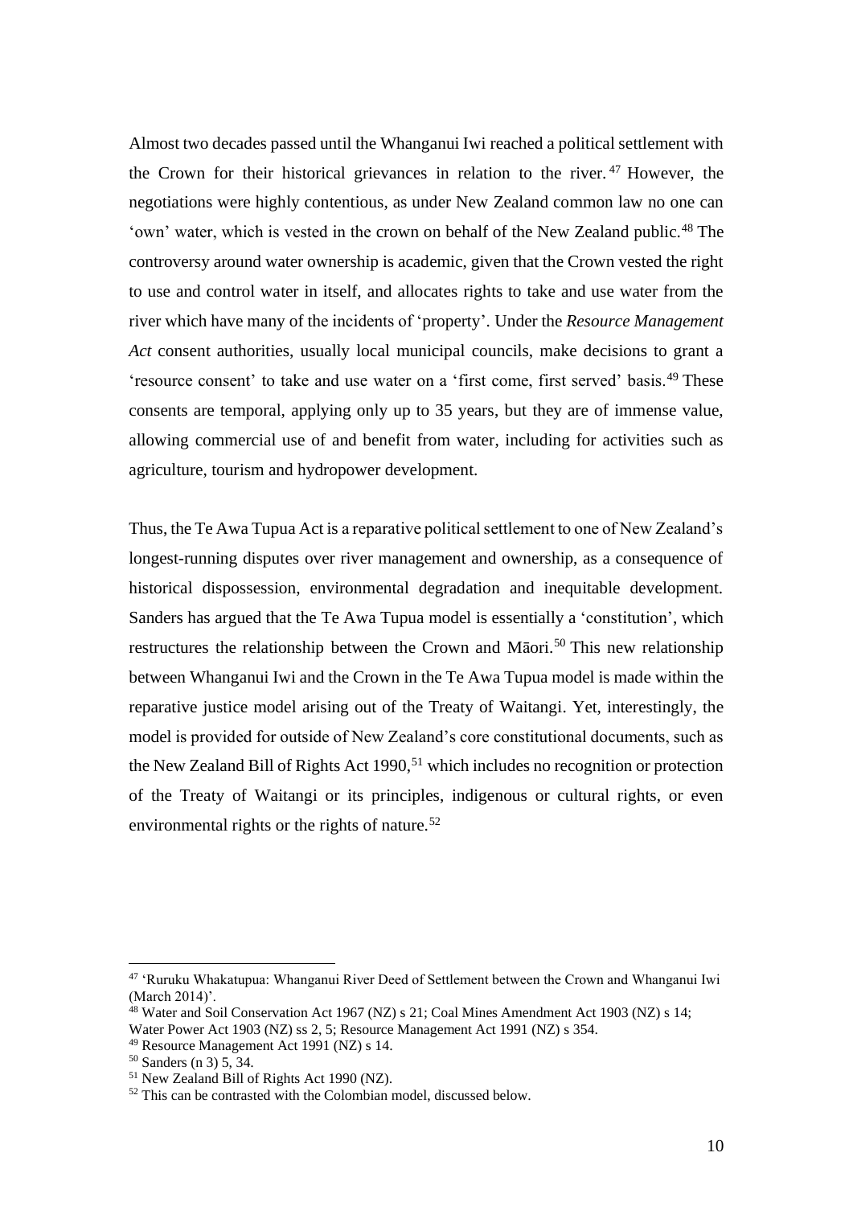Almost two decades passed until the Whanganui Iwi reached a political settlement with the Crown for their historical grievances in relation to the river.[47] However, the negotiations were highly contentious, as under New Zealand common law no one can 'own' water, which is vested in the crown on behalf of the New Zealand public.[48] The controversy around water ownership is academic, given that the Crown vested the right to use and control water in itself, and allocates rights to take and use water from the river which have many of the incidents of 'property'. Under the *Resource Management Act* consent authorities, usually local municipal councils, make decisions to grant a 'resource consent' to take and use water on a 'first come, first served' basis.[49] These consents are temporal, applying only up to 35 years, but they are of immense value, allowing commercial use of and benefit from water, including for activities such as agriculture, tourism and hydropower development.

Thus, the Te Awa Tupua Act is a reparative political settlement to one of New Zealand's longest-running disputes over river management and ownership, as a consequence of historical dispossession, environmental degradation and inequitable development. Sanders has argued that the Te Awa Tupua model is essentially a 'constitution', which restructures the relationship between the Crown and Māori.[50] This new relationship between Whanganui Iwi and the Crown in the Te Awa Tupua model is made within the reparative justice model arising out of the Treaty of Waitangi. Yet, interestingly, the model is provided for outside of New Zealand's core constitutional documents, such as the New Zealand Bill of Rights Act 1990,[51] which includes no recognition or protection of the Treaty of Waitangi or its principles, indigenous or cultural rights, or even environmental rights or the rights of nature.[52]

---

[47] 'Ruruku Whakatupua: Whanganui River Deed of Settlement between the Crown and Whanganui Iwi (March 2014)'.

[48] Water and Soil Conservation Act 1967 (NZ) s 21; Coal Mines Amendment Act 1903 (NZ) s 14; Water Power Act 1903 (NZ) ss 2, 5; Resource Management Act 1991 (NZ) s 354.

[49] Resource Management Act 1991 (NZ) s 14.

[50] Sanders (n 3) 5, 34.

[51] New Zealand Bill of Rights Act 1990 (NZ).

[52] This can be contrasted with the Colombian model, discussed below.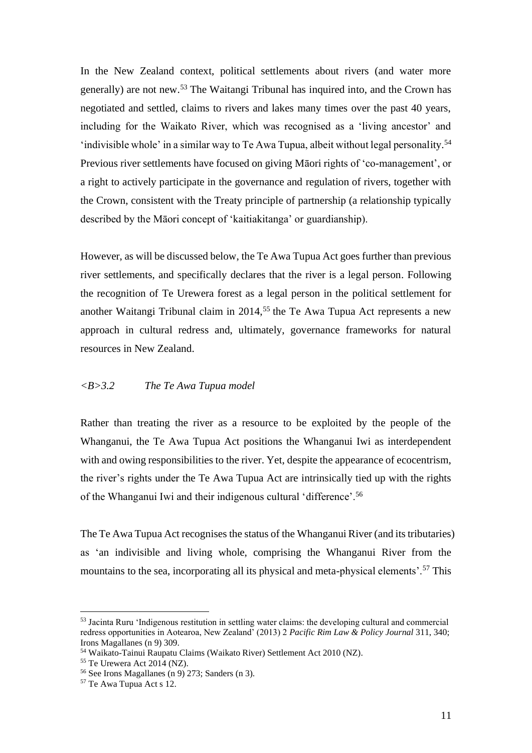In the New Zealand context, political settlements about rivers (and water more generally) are not new.[53] The Waitangi Tribunal has inquired into, and the Crown has negotiated and settled, claims to rivers and lakes many times over the past 40 years, including for the Waikato River, which was recognised as a 'living ancestor' and 'indivisible whole' in a similar way to Te Awa Tupua, albeit without legal personality.[54] Previous river settlements have focused on giving Māori rights of 'co-management', or a right to actively participate in the governance and regulation of rivers, together with the Crown, consistent with the Treaty principle of partnership (a relationship typically described by the Māori concept of 'kaitiakitanga' or guardianship).

However, as will be discussed below, the Te Awa Tupua Act goes further than previous river settlements, and specifically declares that the river is a legal person. Following the recognition of Te Urewera forest as a legal person in the political settlement for another Waitangi Tribunal claim in 2014,[55] the Te Awa Tupua Act represents a new approach in cultural redress and, ultimately, governance frameworks for natural resources in New Zealand.

### <B>3.2 *The Te Awa Tupua model*

Rather than treating the river as a resource to be exploited by the people of the Whanganui, the Te Awa Tupua Act positions the Whanganui Iwi as interdependent with and owing responsibilities to the river. Yet, despite the appearance of ecocentrism, the river's rights under the Te Awa Tupua Act are intrinsically tied up with the rights of the Whanganui Iwi and their indigenous cultural 'difference'.[56]

The Te Awa Tupua Act recognises the status of the Whanganui River (and its tributaries) as 'an indivisible and living whole, comprising the Whanganui River from the mountains to the sea, incorporating all its physical and meta-physical elements'.[57] This

---

[53] Jacinta Ruru 'Indigenous restitution in settling water claims: the developing cultural and commercial redress opportunities in Aotearoa, New Zealand' (2013) 2 *Pacific Rim Law & Policy Journal* 311, 340; Irons Magallanes (n 9) 309.

[54] Waikato-Tainui Raupatu Claims (Waikato River) Settlement Act 2010 (NZ).

[55] Te Urewera Act 2014 (NZ).

[56] See Irons Magallanes (n 9) 273; Sanders (n 3).

[57] Te Awa Tupua Act s 12.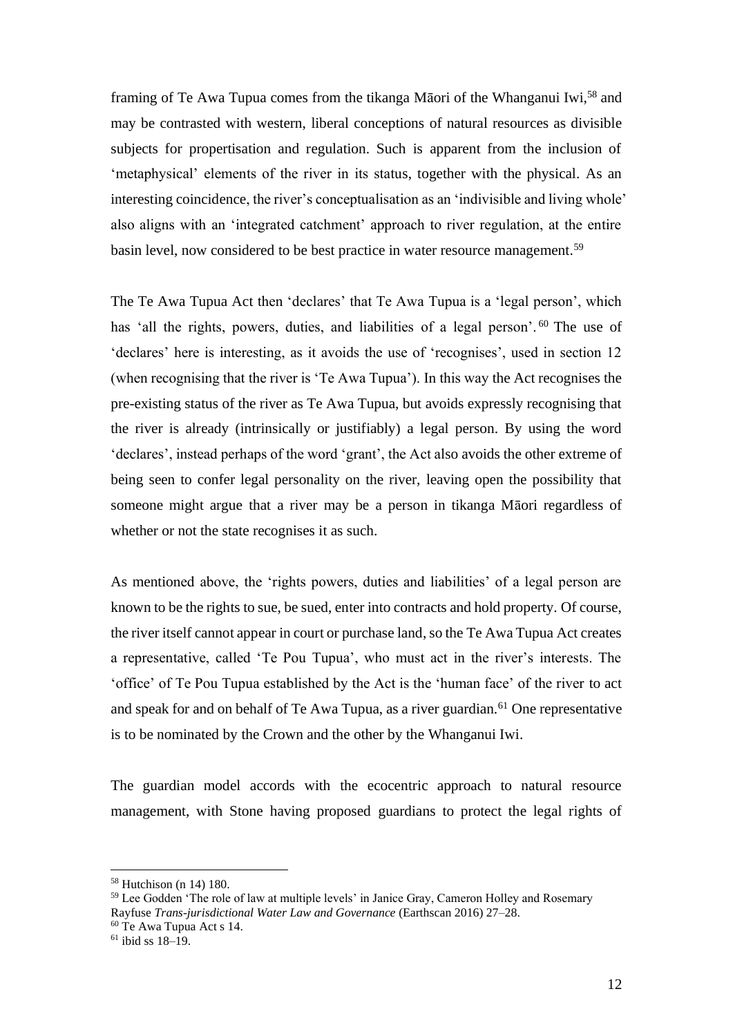framing of Te Awa Tupua comes from the tikanga Māori of the Whanganui Iwi,[58] and may be contrasted with western, liberal conceptions of natural resources as divisible subjects for propertisation and regulation. Such is apparent from the inclusion of 'metaphysical' elements of the river in its status, together with the physical. As an interesting coincidence, the river's conceptualisation as an 'indivisible and living whole' also aligns with an 'integrated catchment' approach to river regulation, at the entire basin level, now considered to be best practice in water resource management.[59]

The Te Awa Tupua Act then 'declares' that Te Awa Tupua is a 'legal person', which has 'all the rights, powers, duties, and liabilities of a legal person'.[60] The use of 'declares' here is interesting, as it avoids the use of 'recognises', used in section 12 (when recognising that the river is 'Te Awa Tupua'). In this way the Act recognises the pre-existing status of the river as Te Awa Tupua, but avoids expressly recognising that the river is already (intrinsically or justifiably) a legal person. By using the word 'declares', instead perhaps of the word 'grant', the Act also avoids the other extreme of being seen to confer legal personality on the river, leaving open the possibility that someone might argue that a river may be a person in tikanga Māori regardless of whether or not the state recognises it as such.

As mentioned above, the 'rights powers, duties and liabilities' of a legal person are known to be the rights to sue, be sued, enter into contracts and hold property. Of course, the river itself cannot appear in court or purchase land, so the Te Awa Tupua Act creates a representative, called 'Te Pou Tupua', who must act in the river's interests. The 'office' of Te Pou Tupua established by the Act is the 'human face' of the river to act and speak for and on behalf of Te Awa Tupua, as a river guardian.[61] One representative is to be nominated by the Crown and the other by the Whanganui Iwi.

The guardian model accords with the ecocentric approach to natural resource management, with Stone having proposed guardians to protect the legal rights of

---

[58] Hutchison (n 14) 180.

[59] Lee Godden 'The role of law at multiple levels' in Janice Gray, Cameron Holley and Rosemary Rayfuse *Trans-jurisdictional Water Law and Governance* (Earthscan 2016) 27–28.

[60] Te Awa Tupua Act s 14.

[61] ibid ss 18–19.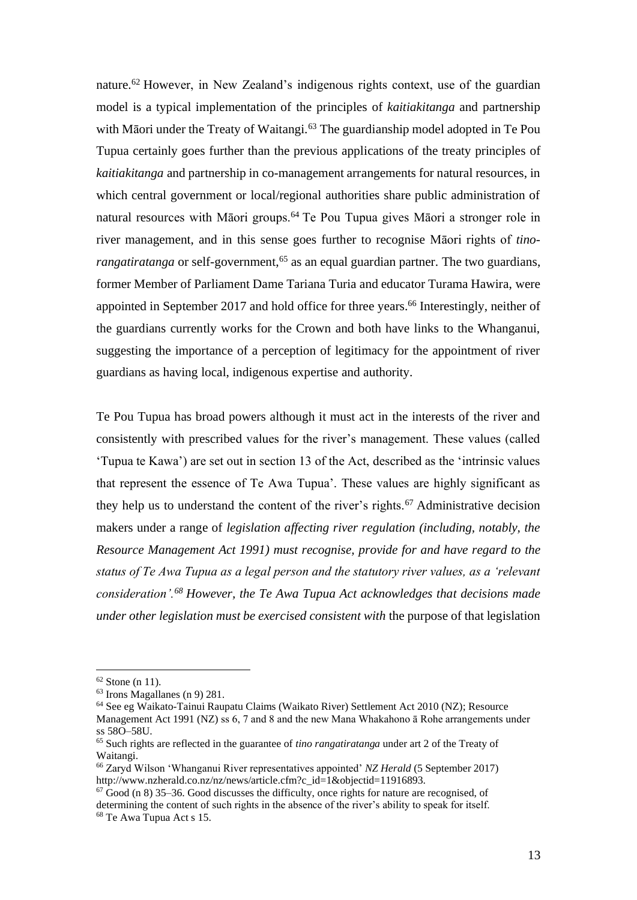nature.[62] However, in New Zealand's indigenous rights context, use of the guardian model is a typical implementation of the principles of *kaitiakitanga* and partnership with Māori under the Treaty of Waitangi.[63] The guardianship model adopted in Te Pou Tupua certainly goes further than the previous applications of the treaty principles of *kaitiakitanga* and partnership in co-management arrangements for natural resources, in which central government or local/regional authorities share public administration of natural resources with Māori groups.[64] Te Pou Tupua gives Māori a stronger role in river management, and in this sense goes further to recognise Māori rights of *tino-rangatiratanga* or self-government,[65] as an equal guardian partner. The two guardians, former Member of Parliament Dame Tariana Turia and educator Turama Hawira, were appointed in September 2017 and hold office for three years.[66] Interestingly, neither of the guardians currently works for the Crown and both have links to the Whanganui, suggesting the importance of a perception of legitimacy for the appointment of river guardians as having local, indigenous expertise and authority.

Te Pou Tupua has broad powers although it must act in the interests of the river and consistently with prescribed values for the river's management. These values (called 'Tupua te Kawa') are set out in section 13 of the Act, described as the 'intrinsic values that represent the essence of Te Awa Tupua'. These values are highly significant as they help us to understand the content of the river's rights.[67] Administrative decision makers under a range of *legislation affecting river regulation (including, notably, the Resource Management Act 1991) must recognise, provide for and have regard to the status of Te Awa Tupua as a legal person and the statutory river values, as a 'relevant consideration'.[68] However, the Te Awa Tupua Act acknowledges that decisions made under other legislation must be exercised consistent with* the purpose of that legislation

---

[62] Stone (n 11).

[63] Irons Magallanes (n 9) 281.

[64] See eg Waikato-Tainui Raupatu Claims (Waikato River) Settlement Act 2010 (NZ); Resource Management Act 1991 (NZ) ss 6, 7 and 8 and the new Mana Whakahono ā Rohe arrangements under ss 58O–58U.

[65] Such rights are reflected in the guarantee of *tino rangatiratanga* under art 2 of the Treaty of Waitangi.

[66] Zaryd Wilson 'Whanganui River representatives appointed' *NZ Herald* (5 September 2017) http://www.nzherald.co.nz/nz/news/article.cfm?c_id=1&objectid=11916893.

[67] Good (n 8) 35–36. Good discusses the difficulty, once rights for nature are recognised, of determining the content of such rights in the absence of the river's ability to speak for itself.

[68] Te Awa Tupua Act s 15.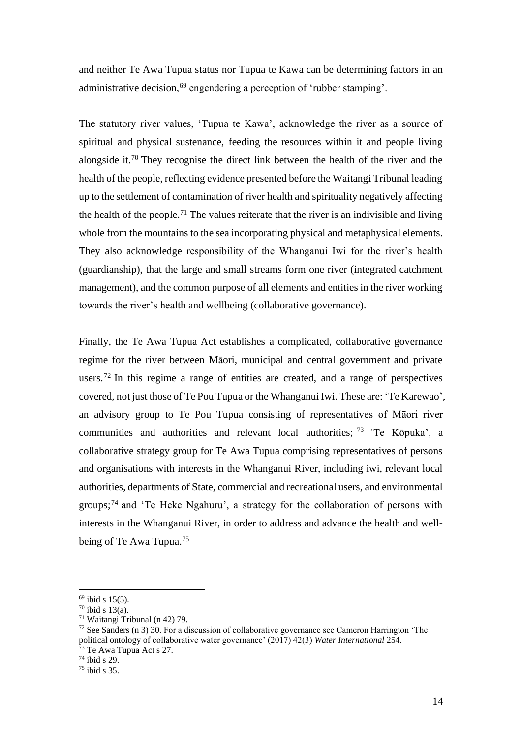and neither Te Awa Tupua status nor Tupua te Kawa can be determining factors in an administrative decision,[69] engendering a perception of 'rubber stamping'.

The statutory river values, 'Tupua te Kawa', acknowledge the river as a source of spiritual and physical sustenance, feeding the resources within it and people living alongside it.[70] They recognise the direct link between the health of the river and the health of the people, reflecting evidence presented before the Waitangi Tribunal leading up to the settlement of contamination of river health and spirituality negatively affecting the health of the people.[71] The values reiterate that the river is an indivisible and living whole from the mountains to the sea incorporating physical and metaphysical elements. They also acknowledge responsibility of the Whanganui Iwi for the river's health (guardianship), that the large and small streams form one river (integrated catchment management), and the common purpose of all elements and entities in the river working towards the river's health and wellbeing (collaborative governance).

Finally, the Te Awa Tupua Act establishes a complicated, collaborative governance regime for the river between Māori, municipal and central government and private users.[72] In this regime a range of entities are created, and a range of perspectives covered, not just those of Te Pou Tupua or the Whanganui Iwi. These are: 'Te Karewao', an advisory group to Te Pou Tupua consisting of representatives of Māori river communities and authorities and relevant local authorities;[73] 'Te Kōpuka', a collaborative strategy group for Te Awa Tupua comprising representatives of persons and organisations with interests in the Whanganui River, including iwi, relevant local authorities, departments of State, commercial and recreational users, and environmental groups;[74] and 'Te Heke Ngahuru', a strategy for the collaboration of persons with interests in the Whanganui River, in order to address and advance the health and well-being of Te Awa Tupua.[75]

---

[69] ibid s 15(5).

[70] ibid s 13(a).

[71] Waitangi Tribunal (n 42) 79.

[72] See Sanders (n 3) 30. For a discussion of collaborative governance see Cameron Harrington 'The political ontology of collaborative water governance' (2017) 42(3) *Water International* 254.

[73] Te Awa Tupua Act s 27.

[74] ibid s 29.

[75] ibid s 35.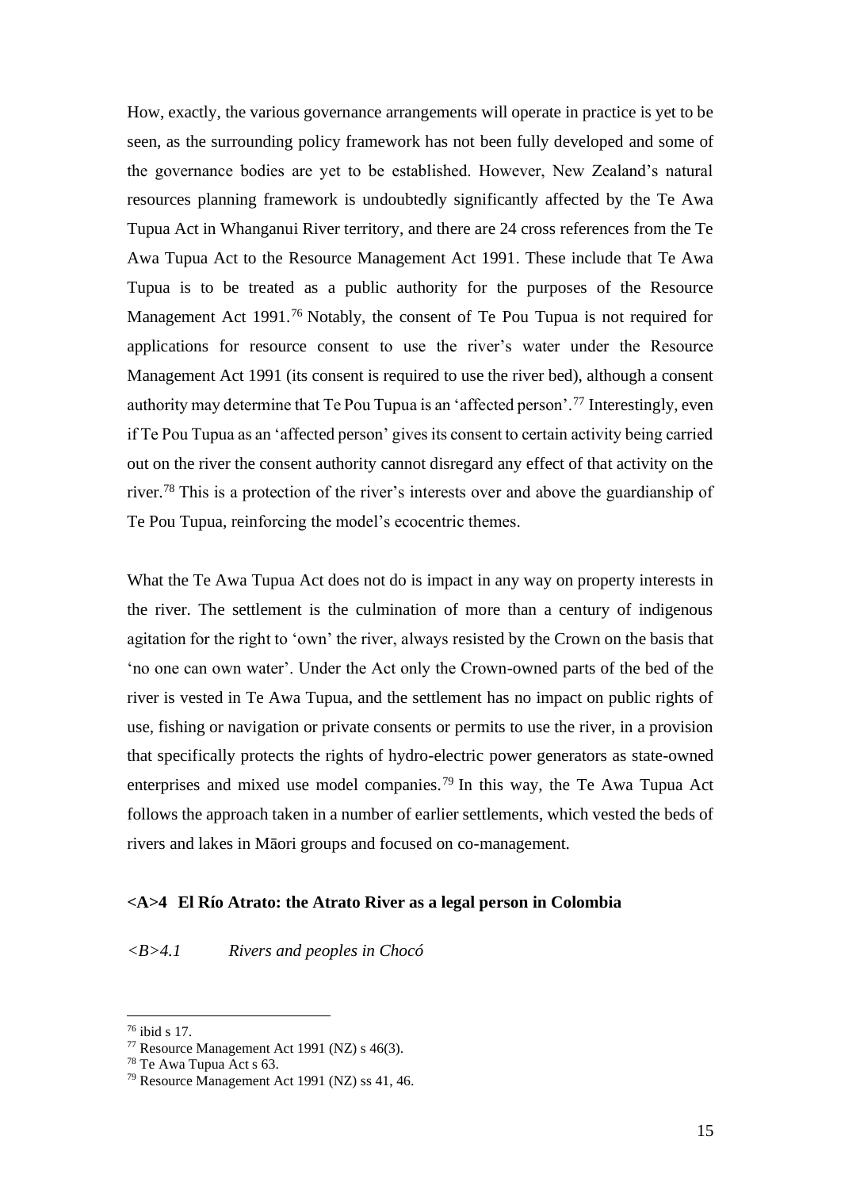How, exactly, the various governance arrangements will operate in practice is yet to be seen, as the surrounding policy framework has not been fully developed and some of the governance bodies are yet to be established. However, New Zealand's natural resources planning framework is undoubtedly significantly affected by the Te Awa Tupua Act in Whanganui River territory, and there are 24 cross references from the Te Awa Tupua Act to the Resource Management Act 1991. These include that Te Awa Tupua is to be treated as a public authority for the purposes of the Resource Management Act 1991.[76] Notably, the consent of Te Pou Tupua is not required for applications for resource consent to use the river's water under the Resource Management Act 1991 (its consent is required to use the river bed), although a consent authority may determine that Te Pou Tupua is an 'affected person'.[77] Interestingly, even if Te Pou Tupua as an 'affected person' gives its consent to certain activity being carried out on the river the consent authority cannot disregard any effect of that activity on the river.[78] This is a protection of the river's interests over and above the guardianship of Te Pou Tupua, reinforcing the model's ecocentric themes.

What the Te Awa Tupua Act does not do is impact in any way on property interests in the river. The settlement is the culmination of more than a century of indigenous agitation for the right to 'own' the river, always resisted by the Crown on the basis that 'no one can own water'. Under the Act only the Crown-owned parts of the bed of the river is vested in Te Awa Tupua, and the settlement has no impact on public rights of use, fishing or navigation or private consents or permits to use the river, in a provision that specifically protects the rights of hydro-electric power generators as state-owned enterprises and mixed use model companies.[79] In this way, the Te Awa Tupua Act follows the approach taken in a number of earlier settlements, which vested the beds of rivers and lakes in Māori groups and focused on co-management.

**<A>4 El Río Atrato: the Atrato River as a legal person in Colombia**

*<B>4.1 Rivers and peoples in Chocó*

---

[76] ibid s 17.

[77] Resource Management Act 1991 (NZ) s 46(3).

[78] Te Awa Tupua Act s 63.

[79] Resource Management Act 1991 (NZ) ss 41, 46.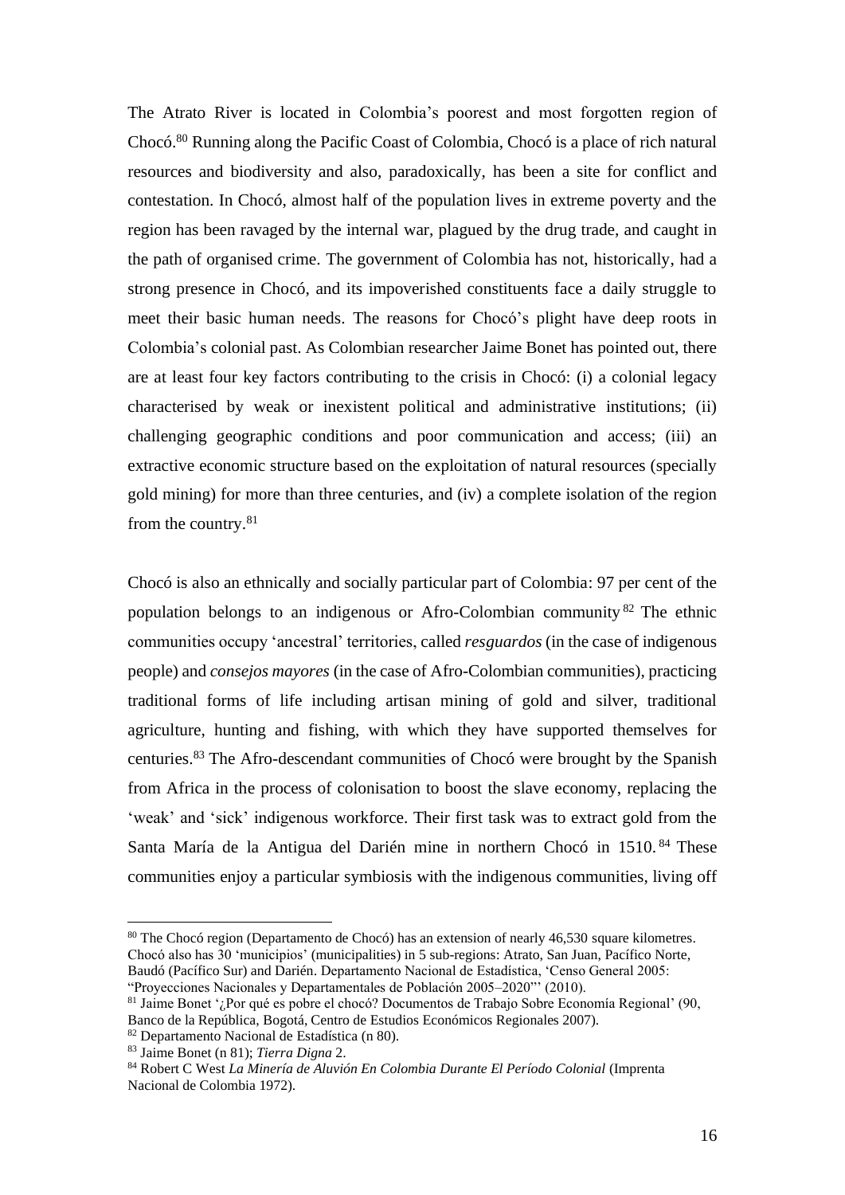The Atrato River is located in Colombia's poorest and most forgotten region of Chocó.[80] Running along the Pacific Coast of Colombia, Chocó is a place of rich natural resources and biodiversity and also, paradoxically, has been a site for conflict and contestation. In Chocó, almost half of the population lives in extreme poverty and the region has been ravaged by the internal war, plagued by the drug trade, and caught in the path of organised crime. The government of Colombia has not, historically, had a strong presence in Chocó, and its impoverished constituents face a daily struggle to meet their basic human needs. The reasons for Chocó's plight have deep roots in Colombia's colonial past. As Colombian researcher Jaime Bonet has pointed out, there are at least four key factors contributing to the crisis in Chocó: (i) a colonial legacy characterised by weak or inexistent political and administrative institutions; (ii) challenging geographic conditions and poor communication and access; (iii) an extractive economic structure based on the exploitation of natural resources (specially gold mining) for more than three centuries, and (iv) a complete isolation of the region from the country.[81]

Chocó is also an ethnically and socially particular part of Colombia: 97 per cent of the population belongs to an indigenous or Afro-Colombian community[82] The ethnic communities occupy 'ancestral' territories, called *resguardos* (in the case of indigenous people) and *consejos mayores* (in the case of Afro-Colombian communities), practicing traditional forms of life including artisan mining of gold and silver, traditional agriculture, hunting and fishing, with which they have supported themselves for centuries.[83] The Afro-descendant communities of Chocó were brought by the Spanish from Africa in the process of colonisation to boost the slave economy, replacing the 'weak' and 'sick' indigenous workforce. Their first task was to extract gold from the Santa María de la Antigua del Darién mine in northern Chocó in 1510.[84] These communities enjoy a particular symbiosis with the indigenous communities, living off

[80] The Chocó region (Departamento de Chocó) has an extension of nearly 46,530 square kilometres. Chocó also has 30 'municipios' (municipalities) in 5 sub-regions: Atrato, San Juan, Pacífico Norte, Baudó (Pacífico Sur) and Darién. Departamento Nacional de Estadística, 'Censo General 2005: "Proyecciones Nacionales y Departamentales de Población 2005–2020"' (2010).

[81] Jaime Bonet '¿Por qué es pobre el chocó? Documentos de Trabajo Sobre Economía Regional' (90, Banco de la República, Bogotá, Centro de Estudios Económicos Regionales 2007).

[82] Departamento Nacional de Estadística (n 80).

[83] Jaime Bonet (n 81); *Tierra Digna* 2.

[84] Robert C West *La Minería de Aluvión En Colombia Durante El Período Colonial* (Imprenta Nacional de Colombia 1972).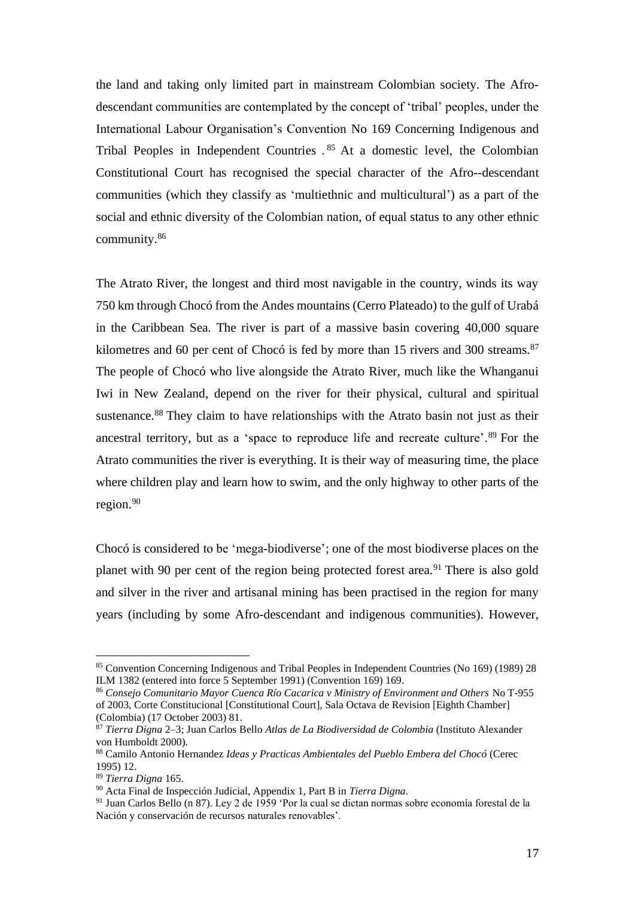the land and taking only limited part in mainstream Colombian society. The Afro-descendant communities are contemplated by the concept of 'tribal' peoples, under the International Labour Organisation's Convention No 169 Concerning Indigenous and Tribal Peoples in Independent Countries .[85] At a domestic level, the Colombian Constitutional Court has recognised the special character of the Afro--descendant communities (which they classify as 'multiethnic and multicultural') as a part of the social and ethnic diversity of the Colombian nation, of equal status to any other ethnic community.[86]

The Atrato River, the longest and third most navigable in the country, winds its way 750 km through Chocó from the Andes mountains (Cerro Plateado) to the gulf of Urabá in the Caribbean Sea. The river is part of a massive basin covering 40,000 square kilometres and 60 per cent of Chocó is fed by more than 15 rivers and 300 streams.[87] The people of Chocó who live alongside the Atrato River, much like the Whanganui Iwi in New Zealand, depend on the river for their physical, cultural and spiritual sustenance.[88] They claim to have relationships with the Atrato basin not just as their ancestral territory, but as a 'space to reproduce life and recreate culture'.[89] For the Atrato communities the river is everything. It is their way of measuring time, the place where children play and learn how to swim, and the only highway to other parts of the region.[90]

Chocó is considered to be 'mega-biodiverse'; one of the most biodiverse places on the planet with 90 per cent of the region being protected forest area.[91] There is also gold and silver in the river and artisanal mining has been practised in the region for many years (including by some Afro-descendant and indigenous communities). However,

---

[85] Convention Concerning Indigenous and Tribal Peoples in Independent Countries (No 169) (1989) 28 ILM 1382 (entered into force 5 September 1991) (Convention 169) 169.

[86] *Consejo Comunitario Mayor Cuenca Río Cacarica v Ministry of Environment and Others* No T-955 of 2003, Corte Constitucional [Constitutional Court], Sala Octava de Revision [Eighth Chamber] (Colombia) (17 October 2003) 81.

[87] *Tierra Digna* 2–3; Juan Carlos Bello *Atlas de La Biodiversidad de Colombia* (Instituto Alexander von Humboldt 2000).

[88] Camilo Antonio Hernandez *Ideas y Practicas Ambientales del Pueblo Embera del Chocó* (Cerec 1995) 12.

[89] *Tierra Digna* 165.

[90] Acta Final de Inspección Judicial, Appendix 1, Part B in *Tierra Digna*.

[91] Juan Carlos Bello (n 87). Ley 2 de 1959 'Por la cual se dictan normas sobre economía forestal de la Nación y conservación de recursos naturales renovables'.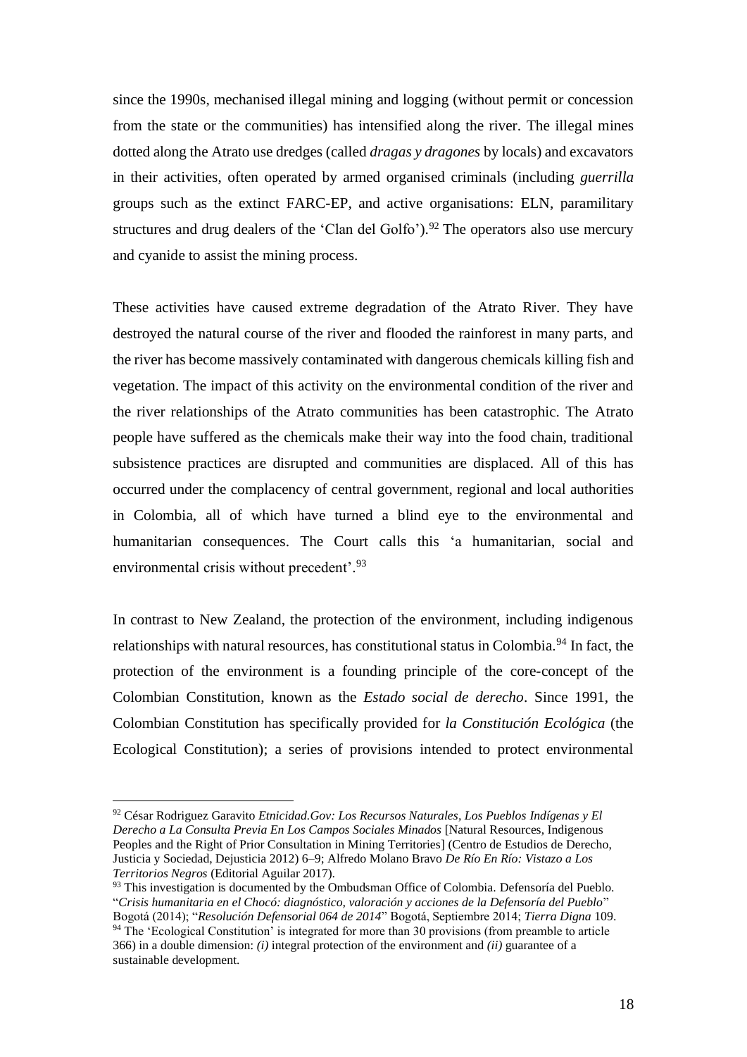since the 1990s, mechanised illegal mining and logging (without permit or concession from the state or the communities) has intensified along the river. The illegal mines dotted along the Atrato use dredges (called *dragas y dragones* by locals) and excavators in their activities, often operated by armed organised criminals (including *guerrilla* groups such as the extinct FARC-EP, and active organisations: ELN, paramilitary structures and drug dealers of the 'Clan del Golfo').[92] The operators also use mercury and cyanide to assist the mining process.

These activities have caused extreme degradation of the Atrato River. They have destroyed the natural course of the river and flooded the rainforest in many parts, and the river has become massively contaminated with dangerous chemicals killing fish and vegetation. The impact of this activity on the environmental condition of the river and the river relationships of the Atrato communities has been catastrophic. The Atrato people have suffered as the chemicals make their way into the food chain, traditional subsistence practices are disrupted and communities are displaced. All of this has occurred under the complacency of central government, regional and local authorities in Colombia, all of which have turned a blind eye to the environmental and humanitarian consequences. The Court calls this 'a humanitarian, social and environmental crisis without precedent'.[93]

In contrast to New Zealand, the protection of the environment, including indigenous relationships with natural resources, has constitutional status in Colombia.[94] In fact, the protection of the environment is a founding principle of the core-concept of the Colombian Constitution, known as the *Estado social de derecho*. Since 1991, the Colombian Constitution has specifically provided for *la Constitución Ecológica* (the Ecological Constitution); a series of provisions intended to protect environmental

---

[92] César Rodriguez Garavito *Etnicidad.Gov: Los Recursos Naturales, Los Pueblos Indígenas y El Derecho a La Consulta Previa En Los Campos Sociales Minados* [Natural Resources, Indigenous Peoples and the Right of Prior Consultation in Mining Territories] (Centro de Estudios de Derecho, Justicia y Sociedad, Dejusticia 2012) 6–9; Alfredo Molano Bravo *De Río En Río: Vistazo a Los Territorios Negros* (Editorial Aguilar 2017).

[93] This investigation is documented by the Ombudsman Office of Colombia. Defensoría del Pueblo. "*Crisis humanitaria en el Chocó: diagnóstico, valoración y acciones de la Defensoría del Pueblo*" Bogotá (2014); "*Resolución Defensorial 064 de 2014*" Bogotá, Septiembre 2014; *Tierra Digna* 109.

[94] The 'Ecological Constitution' is integrated for more than 30 provisions (from preamble to article 366) in a double dimension: *(i)* integral protection of the environment and *(ii)* guarantee of a sustainable development.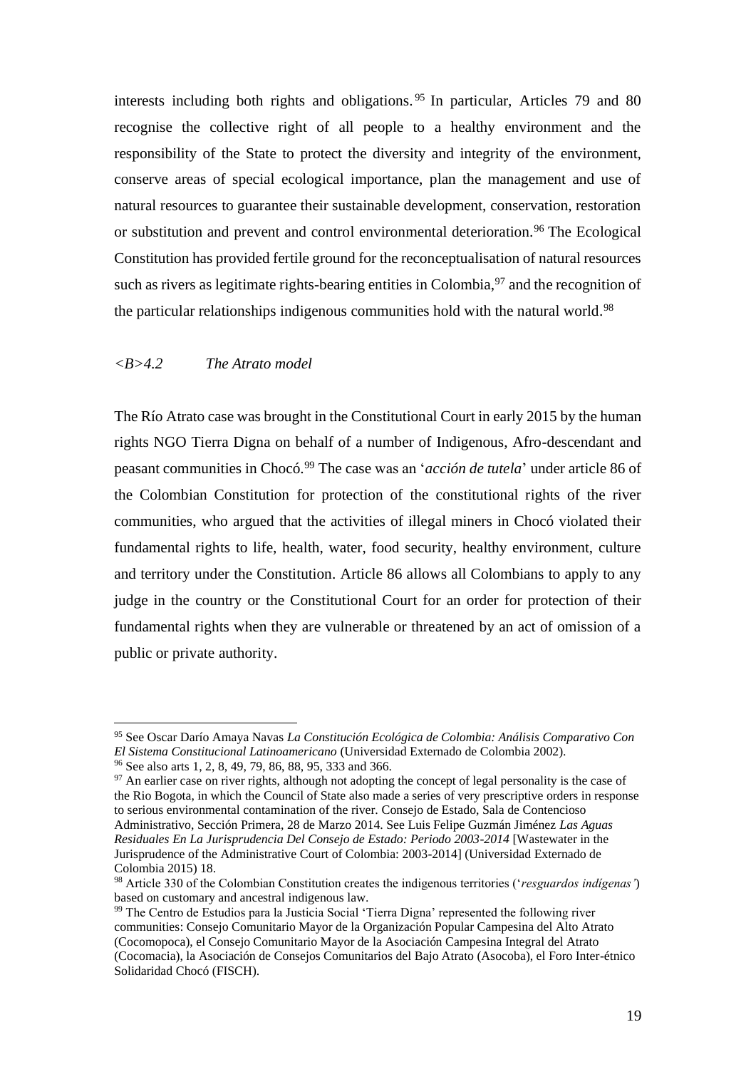interests including both rights and obligations.[95] In particular, Articles 79 and 80 recognise the collective right of all people to a healthy environment and the responsibility of the State to protect the diversity and integrity of the environment, conserve areas of special ecological importance, plan the management and use of natural resources to guarantee their sustainable development, conservation, restoration or substitution and prevent and control environmental deterioration.[96] The Ecological Constitution has provided fertile ground for the reconceptualisation of natural resources such as rivers as legitimate rights-bearing entities in Colombia,[97] and the recognition of the particular relationships indigenous communities hold with the natural world.[98]

### <B>4.2 *The Atrato model*

The Río Atrato case was brought in the Constitutional Court in early 2015 by the human rights NGO Tierra Digna on behalf of a number of Indigenous, Afro-descendant and peasant communities in Chocó.[99] The case was an '*acción de tutela*' under article 86 of the Colombian Constitution for protection of the constitutional rights of the river communities, who argued that the activities of illegal miners in Chocó violated their fundamental rights to life, health, water, food security, healthy environment, culture and territory under the Constitution. Article 86 allows all Colombians to apply to any judge in the country or the Constitutional Court for an order for protection of their fundamental rights when they are vulnerable or threatened by an act of omission of a public or private authority.

---

[95] See Oscar Darío Amaya Navas *La Constitución Ecológica de Colombia: Análisis Comparativo Con El Sistema Constitucional Latinoamericano* (Universidad Externado de Colombia 2002).

[96] See also arts 1, 2, 8, 49, 79, 86, 88, 95, 333 and 366.

[97] An earlier case on river rights, although not adopting the concept of legal personality is the case of the Rio Bogota, in which the Council of State also made a series of very prescriptive orders in response to serious environmental contamination of the river. Consejo de Estado, Sala de Contencioso Administrativo, Sección Primera, 28 de Marzo 2014. See Luis Felipe Guzmán Jiménez *Las Aguas Residuales En La Jurisprudencia Del Consejo de Estado: Periodo 2003-2014* [Wastewater in the Jurisprudence of the Administrative Court of Colombia: 2003-2014] (Universidad Externado de Colombia 2015) 18.

[98] Article 330 of the Colombian Constitution creates the indigenous territories ('*resguardos indígenas'*) based on customary and ancestral indigenous law.

[99] The Centro de Estudios para la Justicia Social 'Tierra Digna' represented the following river communities: Consejo Comunitario Mayor de la Organización Popular Campesina del Alto Atrato (Cocomopoca), el Consejo Comunitario Mayor de la Asociación Campesina Integral del Atrato (Cocomacia), la Asociación de Consejos Comunitarios del Bajo Atrato (Asocoba), el Foro Inter-étnico Solidaridad Chocó (FISCH).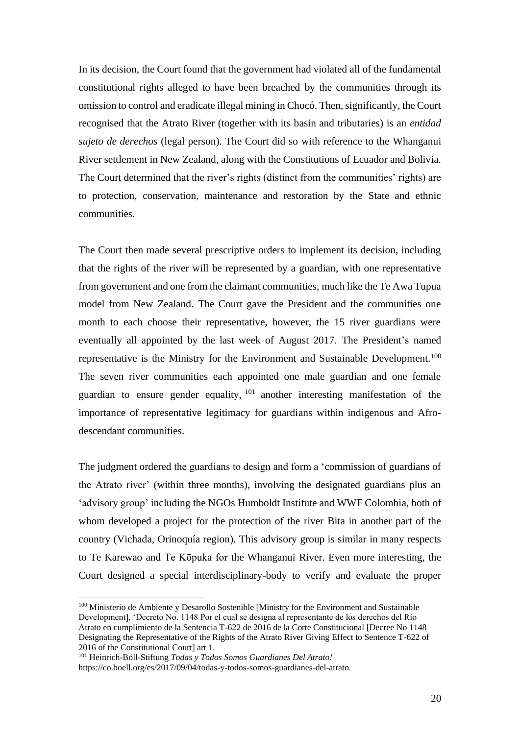In its decision, the Court found that the government had violated all of the fundamental constitutional rights alleged to have been breached by the communities through its omission to control and eradicate illegal mining in Chocó. Then, significantly, the Court recognised that the Atrato River (together with its basin and tributaries) is an *entidad sujeto de derechos* (legal person). The Court did so with reference to the Whanganui River settlement in New Zealand, along with the Constitutions of Ecuador and Bolivia. The Court determined that the river's rights (distinct from the communities' rights) are to protection, conservation, maintenance and restoration by the State and ethnic communities.

The Court then made several prescriptive orders to implement its decision, including that the rights of the river will be represented by a guardian, with one representative from government and one from the claimant communities, much like the Te Awa Tupua model from New Zealand. The Court gave the President and the communities one month to each choose their representative, however, the 15 river guardians were eventually all appointed by the last week of August 2017. The President's named representative is the Ministry for the Environment and Sustainable Development.[100] The seven river communities each appointed one male guardian and one female guardian to ensure gender equality,[101] another interesting manifestation of the importance of representative legitimacy for guardians within indigenous and Afro-descendant communities.

The judgment ordered the guardians to design and form a 'commission of guardians of the Atrato river' (within three months), involving the designated guardians plus an 'advisory group' including the NGOs Humboldt Institute and WWF Colombia, both of whom developed a project for the protection of the river Bita in another part of the country (Vichada, Orinoquía region). This advisory group is similar in many respects to Te Karewao and Te Kōpuka for the Whanganui River. Even more interesting, the Court designed a special interdisciplinary-body to verify and evaluate the proper

[100] Ministerio de Ambiente y Desarollo Sostenible [Ministry for the Environment and Sustainable Development], 'Decreto No. 1148 Por el cual se designa al representante de los derechos del Río Atrato en cumplimiento de la Sentencia T-622 de 2016 de la Corte Constitucional [Decree No 1148 Designating the Representative of the Rights of the Atrato River Giving Effect to Sentence T-622 of 2016 of the Constitutional Court] art 1.

[101] Heinrich-Böll-Stiftung *Todas y Todos Somos Guardianes Del Atrato!* https://co.boell.org/es/2017/09/04/todas-y-todos-somos-guardianes-del-atrato.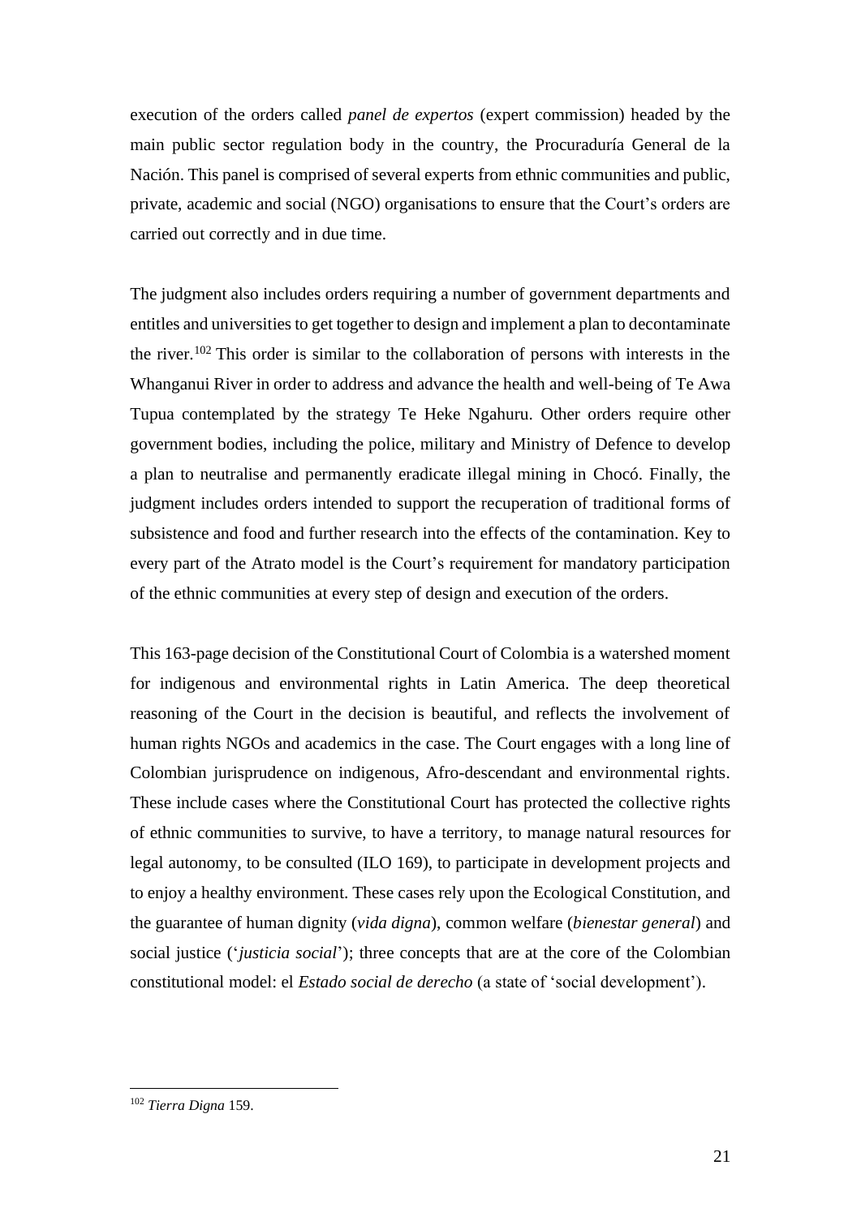execution of the orders called *panel de expertos* (expert commission) headed by the main public sector regulation body in the country, the Procuraduría General de la Nación. This panel is comprised of several experts from ethnic communities and public, private, academic and social (NGO) organisations to ensure that the Court's orders are carried out correctly and in due time.

The judgment also includes orders requiring a number of government departments and entitles and universities to get together to design and implement a plan to decontaminate the river.[102] This order is similar to the collaboration of persons with interests in the Whanganui River in order to address and advance the health and well-being of Te Awa Tupua contemplated by the strategy Te Heke Ngahuru. Other orders require other government bodies, including the police, military and Ministry of Defence to develop a plan to neutralise and permanently eradicate illegal mining in Chocó. Finally, the judgment includes orders intended to support the recuperation of traditional forms of subsistence and food and further research into the effects of the contamination. Key to every part of the Atrato model is the Court's requirement for mandatory participation of the ethnic communities at every step of design and execution of the orders.

This 163-page decision of the Constitutional Court of Colombia is a watershed moment for indigenous and environmental rights in Latin America. The deep theoretical reasoning of the Court in the decision is beautiful, and reflects the involvement of human rights NGOs and academics in the case. The Court engages with a long line of Colombian jurisprudence on indigenous, Afro-descendant and environmental rights. These include cases where the Constitutional Court has protected the collective rights of ethnic communities to survive, to have a territory, to manage natural resources for legal autonomy, to be consulted (ILO 169), to participate in development projects and to enjoy a healthy environment. These cases rely upon the Ecological Constitution, and the guarantee of human dignity (*vida digna*), common welfare (*bienestar general*) and social justice ('*justicia social*'); three concepts that are at the core of the Colombian constitutional model: el *Estado social de derecho* (a state of 'social development').

[102] *Tierra Digna* 159.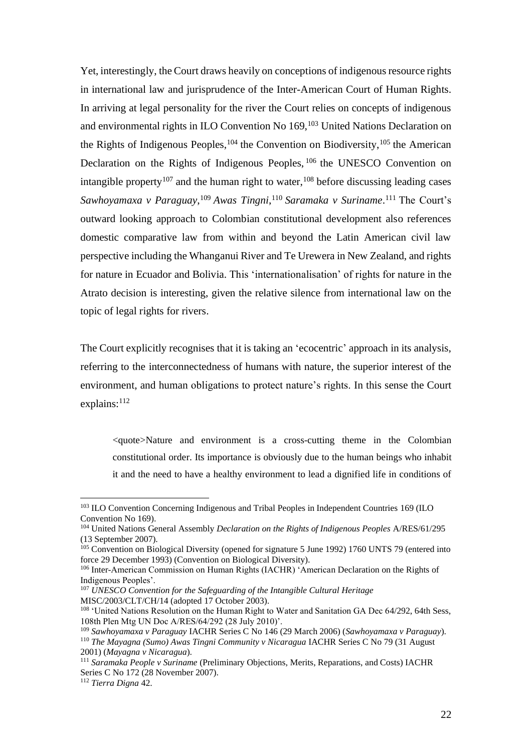Yet, interestingly, the Court draws heavily on conceptions of indigenous resource rights in international law and jurisprudence of the Inter-American Court of Human Rights. In arriving at legal personality for the river the Court relies on concepts of indigenous and environmental rights in ILO Convention No 169,[103] United Nations Declaration on the Rights of Indigenous Peoples,[104] the Convention on Biodiversity,[105] the American Declaration on the Rights of Indigenous Peoples,[106] the UNESCO Convention on intangible property[107] and the human right to water,[108] before discussing leading cases *Sawhoyamaxa v Paraguay*,[109] *Awas Tingni*,[110] *Saramaka v Suriname*.[111] The Court's outward looking approach to Colombian constitutional development also references domestic comparative law from within and beyond the Latin American civil law perspective including the Whanganui River and Te Urewera in New Zealand, and rights for nature in Ecuador and Bolivia. This 'internationalisation' of rights for nature in the Atrato decision is interesting, given the relative silence from international law on the topic of legal rights for rivers.

The Court explicitly recognises that it is taking an 'ecocentric' approach in its analysis, referring to the interconnectedness of humans with nature, the superior interest of the environment, and human obligations to protect nature's rights. In this sense the Court explains:[112]

> <quote>Nature and environment is a cross-cutting theme in the Colombian constitutional order. Its importance is obviously due to the human beings who inhabit it and the need to have a healthy environment to lead a dignified life in conditions of

---

[103] ILO Convention Concerning Indigenous and Tribal Peoples in Independent Countries 169 (ILO Convention No 169).

[104] United Nations General Assembly *Declaration on the Rights of Indigenous Peoples* A/RES/61/295 (13 September 2007).

[105] Convention on Biological Diversity (opened for signature 5 June 1992) 1760 UNTS 79 (entered into force 29 December 1993) (Convention on Biological Diversity).

[106] Inter-American Commission on Human Rights (IACHR) 'American Declaration on the Rights of Indigenous Peoples'.

[107] *UNESCO Convention for the Safeguarding of the Intangible Cultural Heritage* MISC/2003/CLT/CH/14 (adopted 17 October 2003).

[108] 'United Nations Resolution on the Human Right to Water and Sanitation GA Dec 64/292, 64th Sess, 108th Plen Mtg UN Doc A/RES/64/292 (28 July 2010)'.

[109] *Sawhoyamaxa v Paraguay* IACHR Series C No 146 (29 March 2006) (*Sawhoyamaxa v Paraguay*).

[110] *The Mayagna (Sumo) Awas Tingni Community v Nicaragua* IACHR Series C No 79 (31 August 2001) (*Mayagna v Nicaragua*).

[111] *Saramaka People v Suriname* (Preliminary Objections, Merits, Reparations, and Costs) IACHR Series C No 172 (28 November 2007).

[112] *Tierra Digna* 42.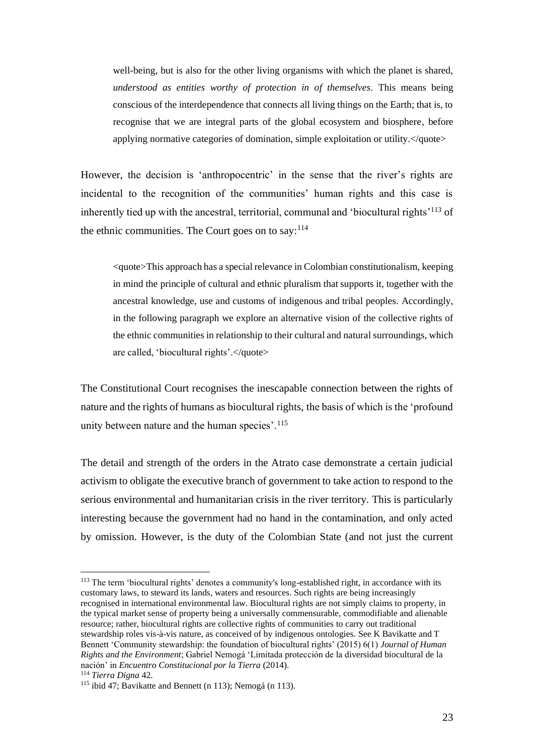well-being, but is also for the other living organisms with which the planet is shared, *understood as entities worthy of protection in of themselves*. This means being conscious of the interdependence that connects all living things on the Earth; that is, to recognise that we are integral parts of the global ecosystem and biosphere, before applying normative categories of domination, simple exploitation or utility.</quote>

However, the decision is 'anthropocentric' in the sense that the river's rights are incidental to the recognition of the communities' human rights and this case is inherently tied up with the ancestral, territorial, communal and 'biocultural rights'[113] of the ethnic communities. The Court goes on to say:[114]

<quote>This approach has a special relevance in Colombian constitutionalism, keeping in mind the principle of cultural and ethnic pluralism that supports it, together with the ancestral knowledge, use and customs of indigenous and tribal peoples. Accordingly, in the following paragraph we explore an alternative vision of the collective rights of the ethnic communities in relationship to their cultural and natural surroundings, which are called, 'biocultural rights'.</quote>

The Constitutional Court recognises the inescapable connection between the rights of nature and the rights of humans as biocultural rights, the basis of which is the 'profound unity between nature and the human species'.[115]

The detail and strength of the orders in the Atrato case demonstrate a certain judicial activism to obligate the executive branch of government to take action to respond to the serious environmental and humanitarian crisis in the river territory. This is particularly interesting because the government had no hand in the contamination, and only acted by omission. However, is the duty of the Colombian State (and not just the current

---

[113] The term 'biocultural rights' denotes a community's long-established right, in accordance with its customary laws, to steward its lands, waters and resources. Such rights are being increasingly recognised in international environmental law. Biocultural rights are not simply claims to property, in the typical market sense of property being a universally commensurable, commodifiable and alienable resource; rather, biocultural rights are collective rights of communities to carry out traditional stewardship roles vis-à-vis nature, as conceived of by indigenous ontologies. See K Bavikatte and T Bennett 'Community stewardship: the foundation of biocultural rights' (2015) 6(1) *Journal of Human Rights and the Environment*; Gabriel Nemogá 'Limitada protección de la diversidad biocultural de la nación' in *Encuentro Constitucional por la Tierra* (2014).

[114] *Tierra Digna* 42.

[115] ibid 47; Bavikatte and Bennett (n 113); Nemogá (n 113).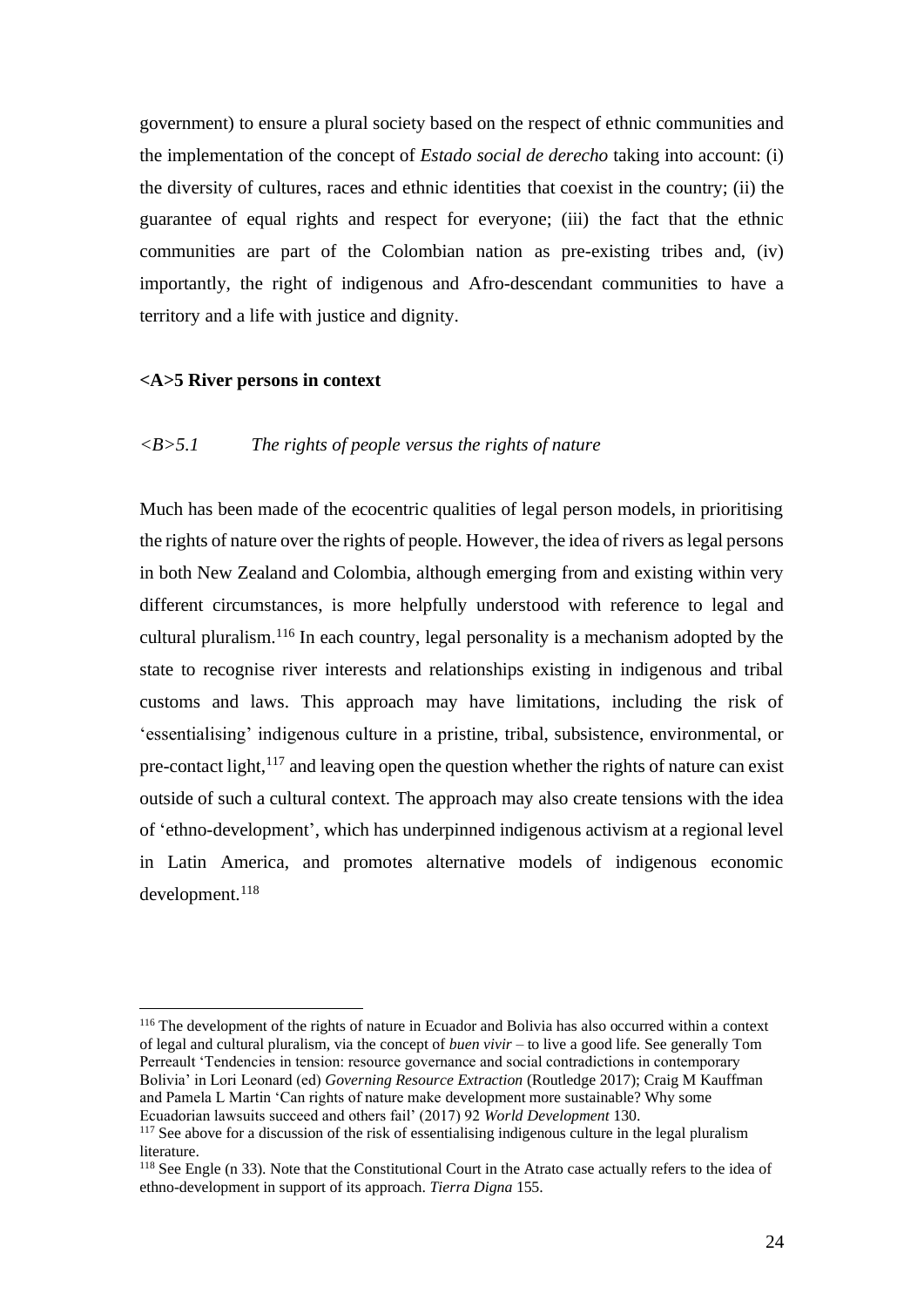government) to ensure a plural society based on the respect of ethnic communities and the implementation of the concept of *Estado social de derecho* taking into account: (i) the diversity of cultures, races and ethnic identities that coexist in the country; (ii) the guarantee of equal rights and respect for everyone; (iii) the fact that the ethnic communities are part of the Colombian nation as pre-existing tribes and, (iv) importantly, the right of indigenous and Afro-descendant communities to have a territory and a life with justice and dignity.

## <A>5 River persons in context

### *<B>5.1 The rights of people versus the rights of nature*

Much has been made of the ecocentric qualities of legal person models, in prioritising the rights of nature over the rights of people. However, the idea of rivers as legal persons in both New Zealand and Colombia, although emerging from and existing within very different circumstances, is more helpfully understood with reference to legal and cultural pluralism.[116] In each country, legal personality is a mechanism adopted by the state to recognise river interests and relationships existing in indigenous and tribal customs and laws. This approach may have limitations, including the risk of 'essentialising' indigenous culture in a pristine, tribal, subsistence, environmental, or pre-contact light,[117] and leaving open the question whether the rights of nature can exist outside of such a cultural context. The approach may also create tensions with the idea of 'ethno-development', which has underpinned indigenous activism at a regional level in Latin America, and promotes alternative models of indigenous economic development.[118]

---

[116] The development of the rights of nature in Ecuador and Bolivia has also occurred within a context of legal and cultural pluralism, via the concept of *buen vivir* – to live a good life. See generally Tom Perreault 'Tendencies in tension: resource governance and social contradictions in contemporary Bolivia' in Lori Leonard (ed) *Governing Resource Extraction* (Routledge 2017); Craig M Kauffman and Pamela L Martin 'Can rights of nature make development more sustainable? Why some Ecuadorian lawsuits succeed and others fail' (2017) 92 *World Development* 130.

[117] See above for a discussion of the risk of essentialising indigenous culture in the legal pluralism literature.

[118] See Engle (n 33). Note that the Constitutional Court in the Atrato case actually refers to the idea of ethno-development in support of its approach. *Tierra Digna* 155.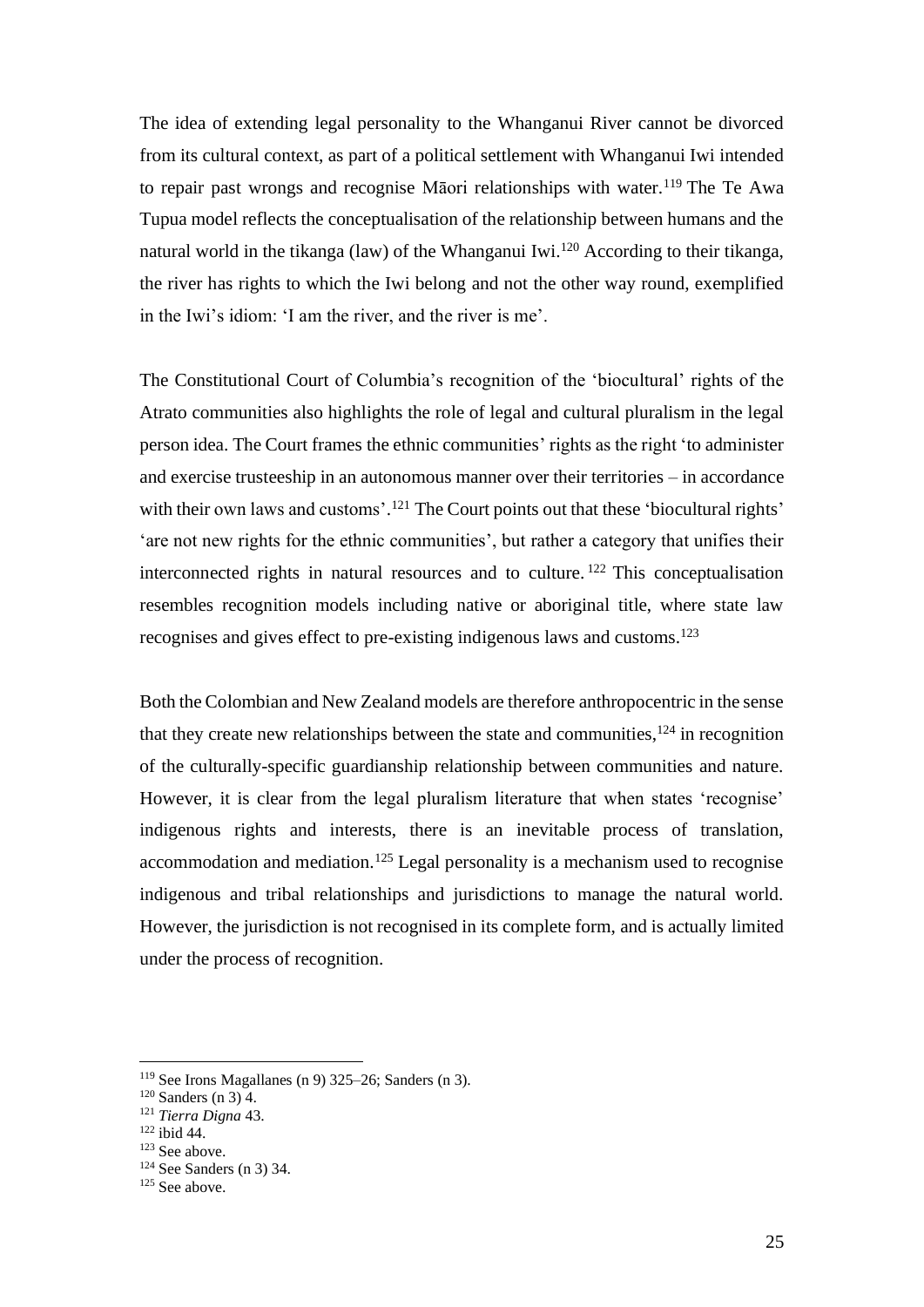The idea of extending legal personality to the Whanganui River cannot be divorced from its cultural context, as part of a political settlement with Whanganui Iwi intended to repair past wrongs and recognise Māori relationships with water.[119] The Te Awa Tupua model reflects the conceptualisation of the relationship between humans and the natural world in the tikanga (law) of the Whanganui Iwi.[120] According to their tikanga, the river has rights to which the Iwi belong and not the other way round, exemplified in the Iwi's idiom: 'I am the river, and the river is me'.

The Constitutional Court of Columbia's recognition of the 'biocultural' rights of the Atrato communities also highlights the role of legal and cultural pluralism in the legal person idea. The Court frames the ethnic communities' rights as the right 'to administer and exercise trusteeship in an autonomous manner over their territories – in accordance with their own laws and customs'.[121] The Court points out that these 'biocultural rights' 'are not new rights for the ethnic communities', but rather a category that unifies their interconnected rights in natural resources and to culture.[122] This conceptualisation resembles recognition models including native or aboriginal title, where state law recognises and gives effect to pre-existing indigenous laws and customs.[123]

Both the Colombian and New Zealand models are therefore anthropocentric in the sense that they create new relationships between the state and communities,[124] in recognition of the culturally-specific guardianship relationship between communities and nature. However, it is clear from the legal pluralism literature that when states 'recognise' indigenous rights and interests, there is an inevitable process of translation, accommodation and mediation.[125] Legal personality is a mechanism used to recognise indigenous and tribal relationships and jurisdictions to manage the natural world. However, the jurisdiction is not recognised in its complete form, and is actually limited under the process of recognition.

---

[119] See Irons Magallanes (n 9) 325–26; Sanders (n 3).

[120] Sanders (n 3) 4.

[121] *Tierra Digna* 43.

[122] ibid 44.

[123] See above.

[124] See Sanders (n 3) 34.

[125] See above.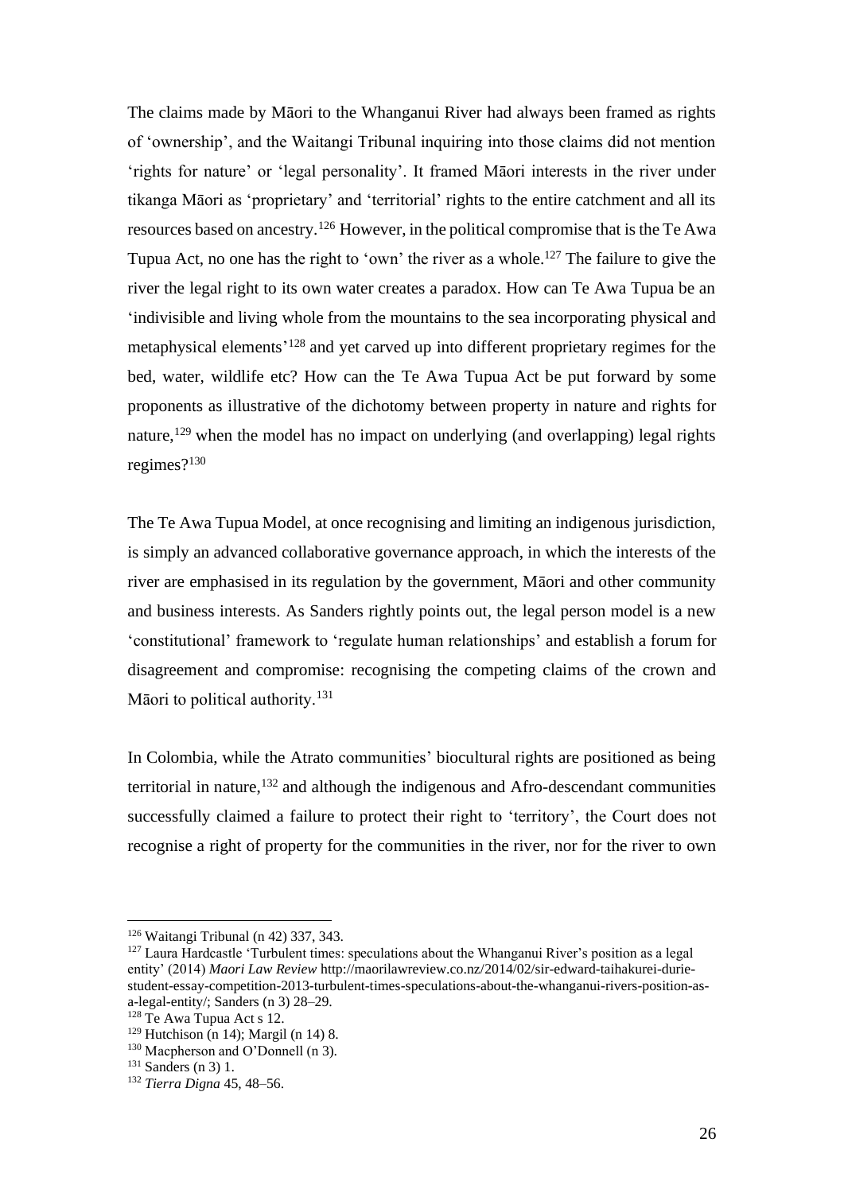The claims made by Māori to the Whanganui River had always been framed as rights of 'ownership', and the Waitangi Tribunal inquiring into those claims did not mention 'rights for nature' or 'legal personality'. It framed Māori interests in the river under tikanga Māori as 'proprietary' and 'territorial' rights to the entire catchment and all its resources based on ancestry.[126] However, in the political compromise that is the Te Awa Tupua Act, no one has the right to 'own' the river as a whole.[127] The failure to give the river the legal right to its own water creates a paradox. How can Te Awa Tupua be an 'indivisible and living whole from the mountains to the sea incorporating physical and metaphysical elements'[128] and yet carved up into different proprietary regimes for the bed, water, wildlife etc? How can the Te Awa Tupua Act be put forward by some proponents as illustrative of the dichotomy between property in nature and rights for nature,[129] when the model has no impact on underlying (and overlapping) legal rights regimes?[130]

The Te Awa Tupua Model, at once recognising and limiting an indigenous jurisdiction, is simply an advanced collaborative governance approach, in which the interests of the river are emphasised in its regulation by the government, Māori and other community and business interests. As Sanders rightly points out, the legal person model is a new 'constitutional' framework to 'regulate human relationships' and establish a forum for disagreement and compromise: recognising the competing claims of the crown and Māori to political authority.[131]

In Colombia, while the Atrato communities' biocultural rights are positioned as being territorial in nature,[132] and although the indigenous and Afro-descendant communities successfully claimed a failure to protect their right to 'territory', the Court does not recognise a right of property for the communities in the river, nor for the river to own

---

[126] Waitangi Tribunal (n 42) 337, 343.

[127] Laura Hardcastle 'Turbulent times: speculations about the Whanganui River's position as a legal entity' (2014) *Maori Law Review* http://maorilawreview.co.nz/2014/02/sir-edward-taihakurei-durie-student-essay-competition-2013-turbulent-times-speculations-about-the-whanganui-rivers-position-as-a-legal-entity/; Sanders (n 3) 28–29.

[128] Te Awa Tupua Act s 12.

[129] Hutchison (n 14); Margil (n 14) 8.

[130] Macpherson and O'Donnell (n 3).

[131] Sanders (n 3) 1.

[132] *Tierra Digna* 45, 48–56.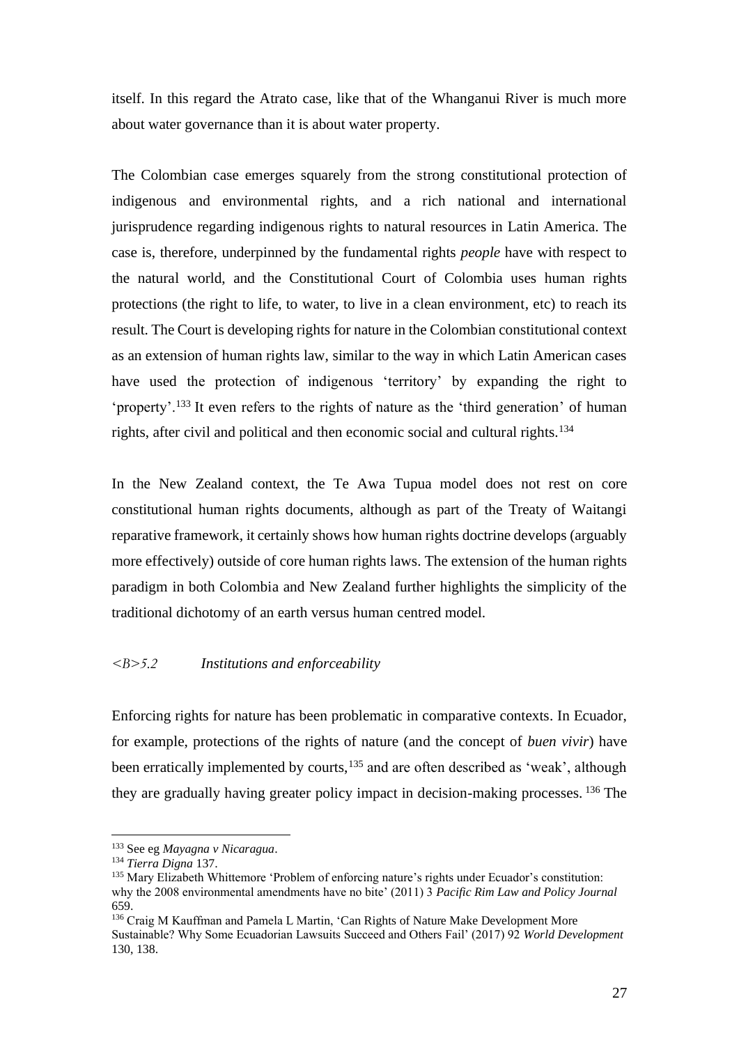itself. In this regard the Atrato case, like that of the Whanganui River is much more about water governance than it is about water property.

The Colombian case emerges squarely from the strong constitutional protection of indigenous and environmental rights, and a rich national and international jurisprudence regarding indigenous rights to natural resources in Latin America. The case is, therefore, underpinned by the fundamental rights *people* have with respect to the natural world, and the Constitutional Court of Colombia uses human rights protections (the right to life, to water, to live in a clean environment, etc) to reach its result. The Court is developing rights for nature in the Colombian constitutional context as an extension of human rights law, similar to the way in which Latin American cases have used the protection of indigenous 'territory' by expanding the right to 'property'.[133] It even refers to the rights of nature as the 'third generation' of human rights, after civil and political and then economic social and cultural rights.[134]

In the New Zealand context, the Te Awa Tupua model does not rest on core constitutional human rights documents, although as part of the Treaty of Waitangi reparative framework, it certainly shows how human rights doctrine develops (arguably more effectively) outside of core human rights laws. The extension of the human rights paradigm in both Colombia and New Zealand further highlights the simplicity of the traditional dichotomy of an earth versus human centred model.

### *<B>5.2 Institutions and enforceability*

Enforcing rights for nature has been problematic in comparative contexts. In Ecuador, for example, protections of the rights of nature (and the concept of *buen vivir*) have been erratically implemented by courts,[135] and are often described as 'weak', although they are gradually having greater policy impact in decision-making processes.[136] The

---

[133] See eg *Mayagna v Nicaragua*.

[134] *Tierra Digna* 137.

[135] Mary Elizabeth Whittemore 'Problem of enforcing nature's rights under Ecuador's constitution: why the 2008 environmental amendments have no bite' (2011) 3 *Pacific Rim Law and Policy Journal* 659.

[136] Craig M Kauffman and Pamela L Martin, 'Can Rights of Nature Make Development More Sustainable? Why Some Ecuadorian Lawsuits Succeed and Others Fail' (2017) 92 *World Development* 130, 138.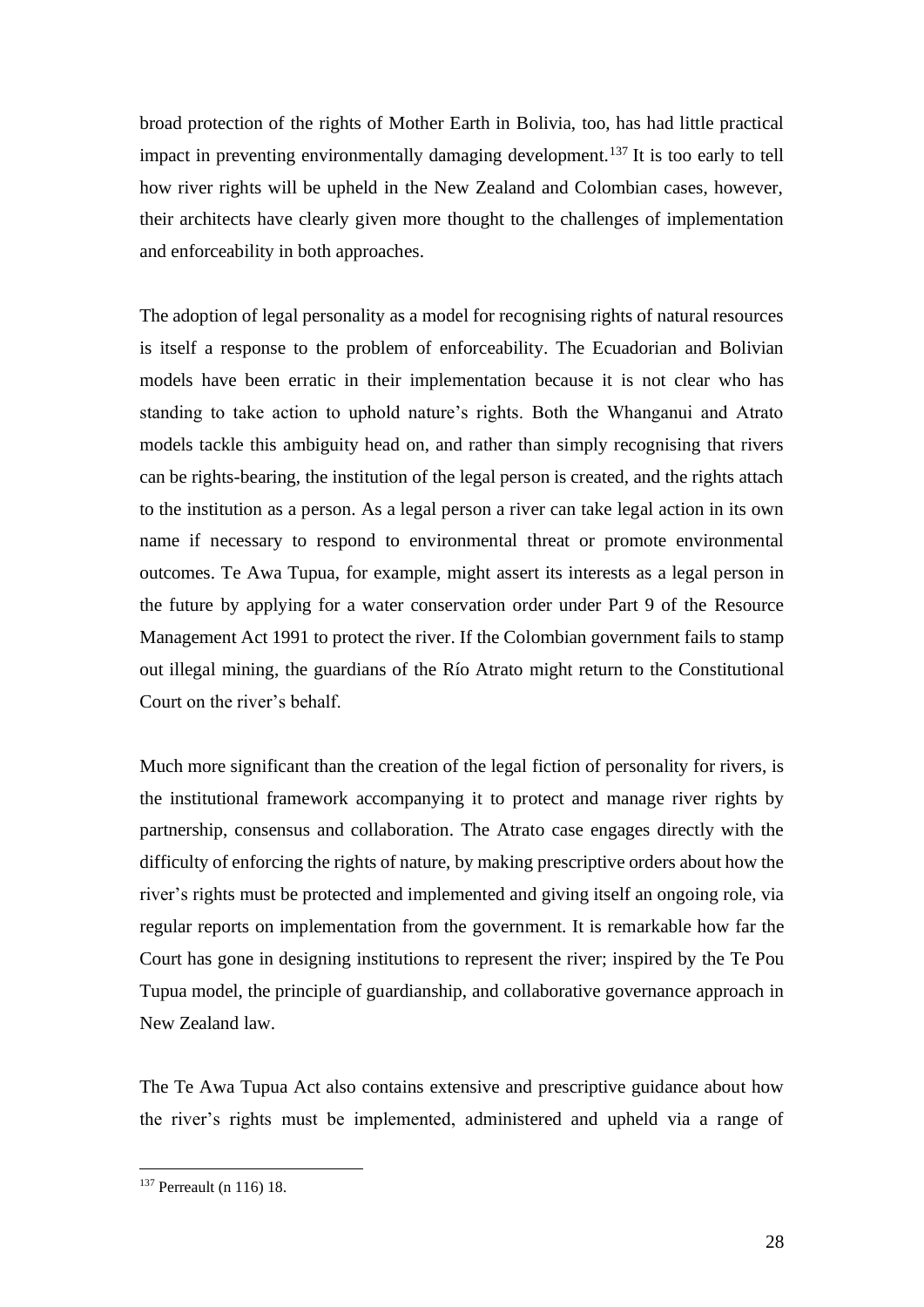broad protection of the rights of Mother Earth in Bolivia, too, has had little practical impact in preventing environmentally damaging development.[137] It is too early to tell how river rights will be upheld in the New Zealand and Colombian cases, however, their architects have clearly given more thought to the challenges of implementation and enforceability in both approaches.

The adoption of legal personality as a model for recognising rights of natural resources is itself a response to the problem of enforceability. The Ecuadorian and Bolivian models have been erratic in their implementation because it is not clear who has standing to take action to uphold nature's rights. Both the Whanganui and Atrato models tackle this ambiguity head on, and rather than simply recognising that rivers can be rights-bearing, the institution of the legal person is created, and the rights attach to the institution as a person. As a legal person a river can take legal action in its own name if necessary to respond to environmental threat or promote environmental outcomes. Te Awa Tupua, for example, might assert its interests as a legal person in the future by applying for a water conservation order under Part 9 of the Resource Management Act 1991 to protect the river. If the Colombian government fails to stamp out illegal mining, the guardians of the Río Atrato might return to the Constitutional Court on the river's behalf.

Much more significant than the creation of the legal fiction of personality for rivers, is the institutional framework accompanying it to protect and manage river rights by partnership, consensus and collaboration. The Atrato case engages directly with the difficulty of enforcing the rights of nature, by making prescriptive orders about how the river's rights must be protected and implemented and giving itself an ongoing role, via regular reports on implementation from the government. It is remarkable how far the Court has gone in designing institutions to represent the river; inspired by the Te Pou Tupua model, the principle of guardianship, and collaborative governance approach in New Zealand law.

The Te Awa Tupua Act also contains extensive and prescriptive guidance about how the river's rights must be implemented, administered and upheld via a range of

---

[137] Perreault (n 116) 18.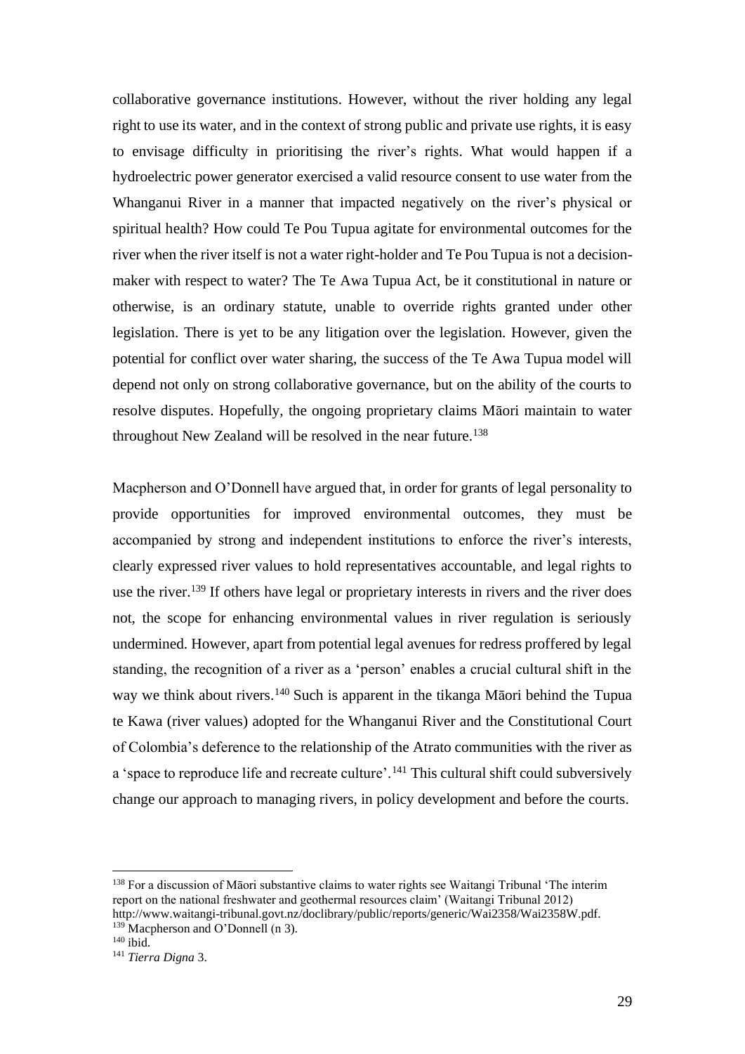collaborative governance institutions. However, without the river holding any legal right to use its water, and in the context of strong public and private use rights, it is easy to envisage difficulty in prioritising the river's rights. What would happen if a hydroelectric power generator exercised a valid resource consent to use water from the Whanganui River in a manner that impacted negatively on the river's physical or spiritual health? How could Te Pou Tupua agitate for environmental outcomes for the river when the river itself is not a water right-holder and Te Pou Tupua is not a decision-maker with respect to water? The Te Awa Tupua Act, be it constitutional in nature or otherwise, is an ordinary statute, unable to override rights granted under other legislation. There is yet to be any litigation over the legislation. However, given the potential for conflict over water sharing, the success of the Te Awa Tupua model will depend not only on strong collaborative governance, but on the ability of the courts to resolve disputes. Hopefully, the ongoing proprietary claims Māori maintain to water throughout New Zealand will be resolved in the near future.[138]

Macpherson and O'Donnell have argued that, in order for grants of legal personality to provide opportunities for improved environmental outcomes, they must be accompanied by strong and independent institutions to enforce the river's interests, clearly expressed river values to hold representatives accountable, and legal rights to use the river.[139] If others have legal or proprietary interests in rivers and the river does not, the scope for enhancing environmental values in river regulation is seriously undermined. However, apart from potential legal avenues for redress proffered by legal standing, the recognition of a river as a 'person' enables a crucial cultural shift in the way we think about rivers.[140] Such is apparent in the tikanga Māori behind the Tupua te Kawa (river values) adopted for the Whanganui River and the Constitutional Court of Colombia's deference to the relationship of the Atrato communities with the river as a 'space to reproduce life and recreate culture'.[141] This cultural shift could subversively change our approach to managing rivers, in policy development and before the courts.

---

[138] For a discussion of Māori substantive claims to water rights see Waitangi Tribunal 'The interim report on the national freshwater and geothermal resources claim' (Waitangi Tribunal 2012) http://www.waitangi-tribunal.govt.nz/doclibrary/public/reports/generic/Wai2358/Wai2358W.pdf.

[139] Macpherson and O'Donnell (n 3).

[140] ibid.

[141] *Tierra Digna* 3.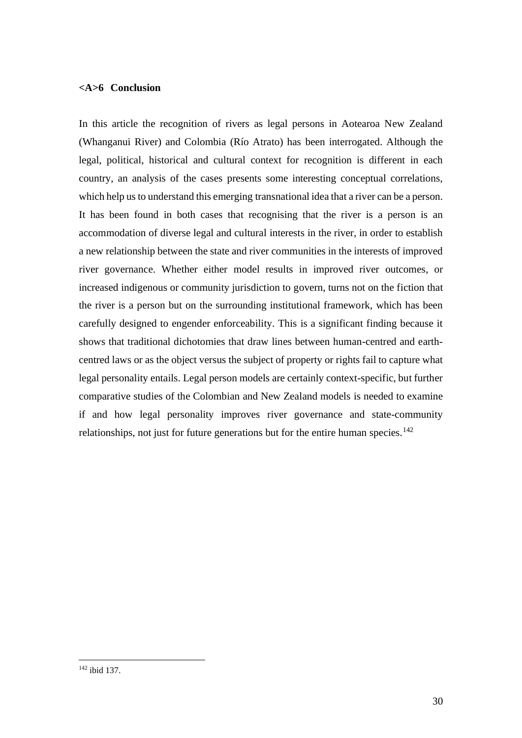## <A>6 Conclusion

In this article the recognition of rivers as legal persons in Aotearoa New Zealand (Whanganui River) and Colombia (Río Atrato) has been interrogated. Although the legal, political, historical and cultural context for recognition is different in each country, an analysis of the cases presents some interesting conceptual correlations, which help us to understand this emerging transnational idea that a river can be a person. It has been found in both cases that recognising that the river is a person is an accommodation of diverse legal and cultural interests in the river, in order to establish a new relationship between the state and river communities in the interests of improved river governance. Whether either model results in improved river outcomes, or increased indigenous or community jurisdiction to govern, turns not on the fiction that the river is a person but on the surrounding institutional framework, which has been carefully designed to engender enforceability. This is a significant finding because it shows that traditional dichotomies that draw lines between human-centred and earth-centred laws or as the object versus the subject of property or rights fail to capture what legal personality entails. Legal person models are certainly context-specific, but further comparative studies of the Colombian and New Zealand models is needed to examine if and how legal personality improves river governance and state-community relationships, not just for future generations but for the entire human species.[142]

---

[142] ibid 137.